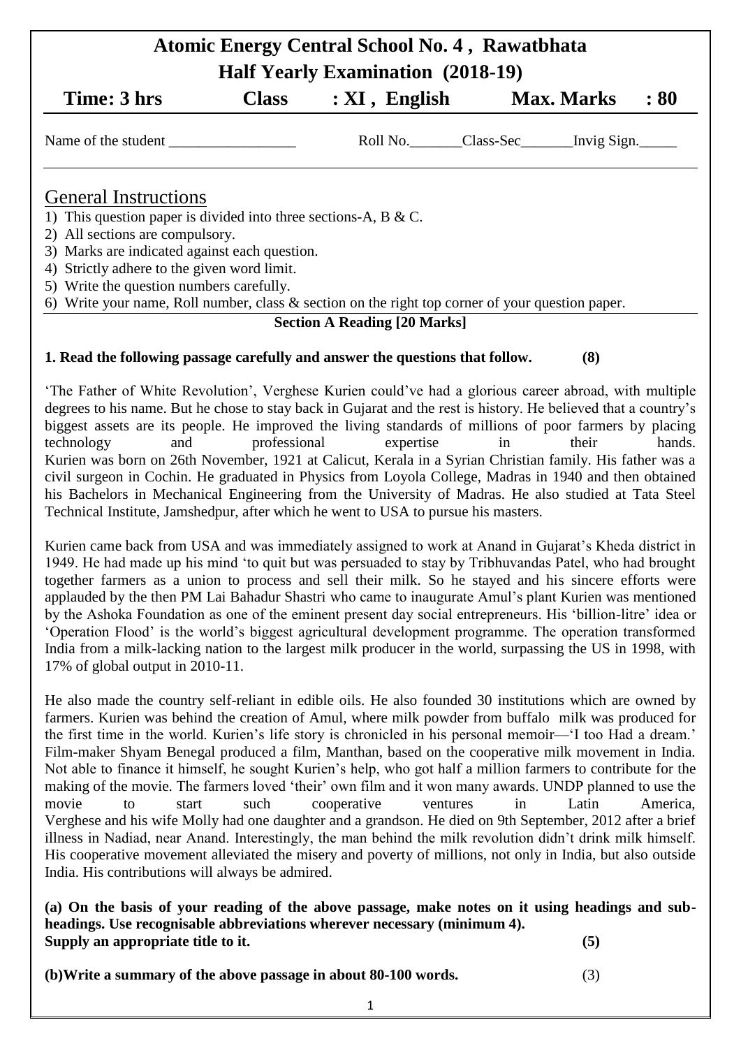# Atomic Energy Central School No. 4 , Rawatbhata

## Half Yearly Examination (2018-19)

**Time: 3 hrs** **Class : XI , English** **Max. Marks : 80**

Name of the student _________________ Roll No._______Class-Sec_______Invig Sign._____

## General Instructions

1) This question paper is divided into three sections-A, B & C.
2) All sections are compulsory.
3) Marks are indicated against each question.
4) Strictly adhere to the given word limit.
5) Write the question numbers carefully.
6) Write your name, Roll number, class & section on the right top corner of your question paper.

### Section A Reading [20 Marks]

**1. Read the following passage carefully and answer the questions that follow. (8)**

'The Father of White Revolution', Verghese Kurien could've had a glorious career abroad, with multiple degrees to his name. But he chose to stay back in Gujarat and the rest is history. He believed that a country's biggest assets are its people. He improved the living standards of millions of poor farmers by placing technology and professional expertise in their hands.
Kurien was born on 26th November, 1921 at Calicut, Kerala in a Syrian Christian family. His father was a civil surgeon in Cochin. He graduated in Physics from Loyola College, Madras in 1940 and then obtained his Bachelors in Mechanical Engineering from the University of Madras. He also studied at Tata Steel Technical Institute, Jamshedpur, after which he went to USA to pursue his masters.

Kurien came back from USA and was immediately assigned to work at Anand in Gujarat's Kheda district in 1949. He had made up his mind 'to quit but was persuaded to stay by Tribhuvandas Patel, who had brought together farmers as a union to process and sell their milk. So he stayed and his sincere efforts were applauded by the then PM Lai Bahadur Shastri who came to inaugurate Amul's plant Kurien was mentioned by the Ashoka Foundation as one of the eminent present day social entrepreneurs. His 'billion-litre' idea or 'Operation Flood' is the world's biggest agricultural development programme. The operation transformed India from a milk-lacking nation to the largest milk producer in the world, surpassing the US in 1998, with 17% of global output in 2010-11.

He also made the country self-reliant in edible oils. He also founded 30 institutions which are owned by farmers. Kurien was behind the creation of Amul, where milk powder from buffalo milk was produced for the first time in the world. Kurien's life story is chronicled in his personal memoir—'I too Had a dream.' Film-maker Shyam Benegal produced a film, Manthan, based on the cooperative milk movement in India. Not able to finance it himself, he sought Kurien's help, who got half a million farmers to contribute for the making of the movie. The farmers loved 'their' own film and it won many awards. UNDP planned to use the movie to start such cooperative ventures in Latin America,
Verghese and his wife Molly had one daughter and a grandson. He died on 9th September, 2012 after a brief illness in Nadiad, near Anand. Interestingly, the man behind the milk revolution didn't drink milk himself. His cooperative movement alleviated the misery and poverty of millions, not only in India, but also outside India. His contributions will always be admired.

**(a) On the basis of your reading of the above passage, make notes on it using headings and sub-headings. Use recognisable abbreviations wherever necessary (minimum 4). Supply an appropriate title to it. (5)**

**(b)Write a summary of the above passage in about 80-100 words.** (3)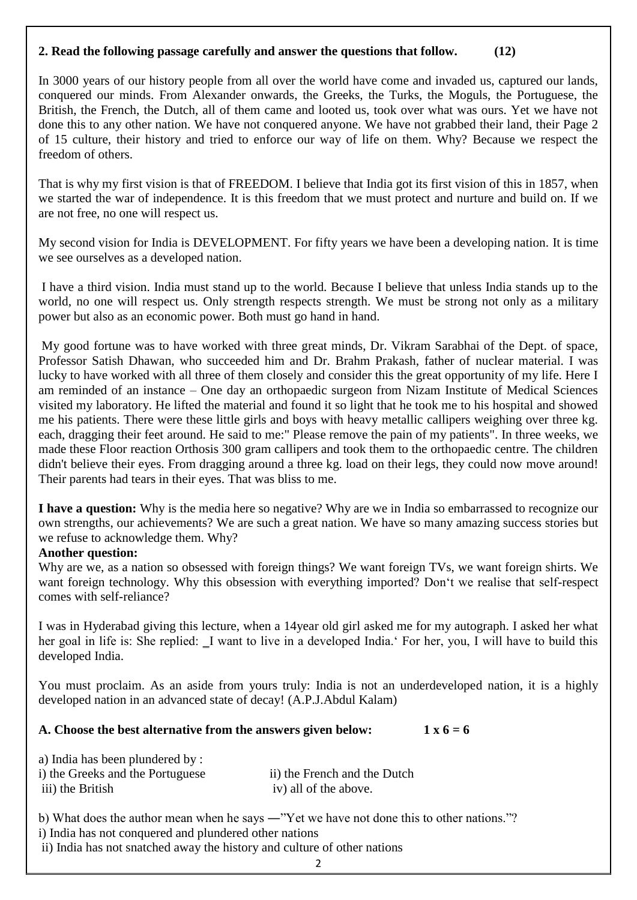**2. Read the following passage carefully and answer the questions that follow. (12)**

In 3000 years of our history people from all over the world have come and invaded us, captured our lands, conquered our minds. From Alexander onwards, the Greeks, the Turks, the Moguls, the Portuguese, the British, the French, the Dutch, all of them came and looted us, took over what was ours. Yet we have not done this to any other nation. We have not conquered anyone. We have not grabbed their land, their Page 2 of 15 culture, their history and tried to enforce our way of life on them. Why? Because we respect the freedom of others.

That is why my first vision is that of FREEDOM. I believe that India got its first vision of this in 1857, when we started the war of independence. It is this freedom that we must protect and nurture and build on. If we are not free, no one will respect us.

My second vision for India is DEVELOPMENT. For fifty years we have been a developing nation. It is time we see ourselves as a developed nation.

I have a third vision. India must stand up to the world. Because I believe that unless India stands up to the world, no one will respect us. Only strength respects strength. We must be strong not only as a military power but also as an economic power. Both must go hand in hand.

My good fortune was to have worked with three great minds, Dr. Vikram Sarabhai of the Dept. of space, Professor Satish Dhawan, who succeeded him and Dr. Brahm Prakash, father of nuclear material. I was lucky to have worked with all three of them closely and consider this the great opportunity of my life. Here I am reminded of an instance – One day an orthopaedic surgeon from Nizam Institute of Medical Sciences visited my laboratory. He lifted the material and found it so light that he took me to his hospital and showed me his patients. There were these little girls and boys with heavy metallic callipers weighing over three kg. each, dragging their feet around. He said to me:" Please remove the pain of my patients". In three weeks, we made these Floor reaction Orthosis 300 gram callipers and took them to the orthopaedic centre. The children didn't believe their eyes. From dragging around a three kg. load on their legs, they could now move around! Their parents had tears in their eyes. That was bliss to me.

**I have a question:** Why is the media here so negative? Why are we in India so embarrassed to recognize our own strengths, our achievements? We are such a great nation. We have so many amazing success stories but we refuse to acknowledge them. Why?

**Another question:**

Why are we, as a nation so obsessed with foreign things? We want foreign TVs, we want foreign shirts. We want foreign technology. Why this obsession with everything imported? Don't we realise that self-respect comes with self-reliance?

I was in Hyderabad giving this lecture, when a 14year old girl asked me for my autograph. I asked her what her goal in life is: She replied: _I want to live in a developed India.' For her, you, I will have to build this developed India.

You must proclaim. As an aside from yours truly: India is not an underdeveloped nation, it is a highly developed nation in an advanced state of decay! (A.P.J.Abdul Kalam)

**A. Choose the best alternative from the answers given below: 1 x 6 = 6**

a) India has been plundered by :

i) the Greeks and the Portuguese ii) the French and the Dutch

iii) the British iv) all of the above.

b) What does the author mean when he says ―"Yet we have not done this to other nations."?

i) India has not conquered and plundered other nations

ii) India has not snatched away the history and culture of other nations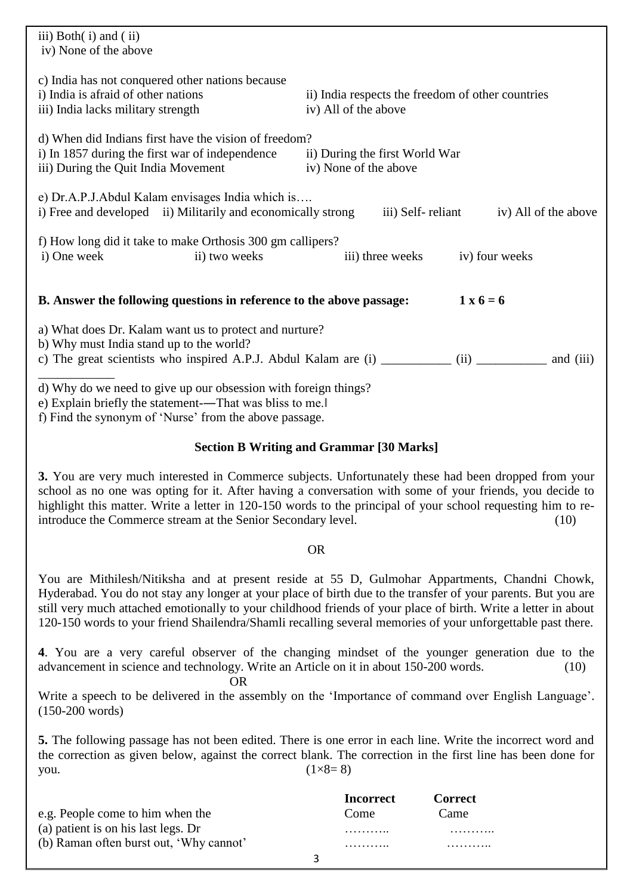iii) Both( i) and ( ii)
iv) None of the above

c) India has not conquered other nations because
i) India is afraid of other nations
ii) India respects the freedom of other countries
iii) India lacks military strength
iv) All of the above

d) When did Indians first have the vision of freedom?
i) In 1857 during the first war of independence
ii) During the first World War
iii) During the Quit India Movement
iv) None of the above

e) Dr.A.P.J.Abdul Kalam envisages India which is….
i) Free and developed ii) Militarily and economically strong iii) Self- reliant iv) All of the above

f) How long did it take to make Orthosis 300 gm callipers?
i) One week ii) two weeks iii) three weeks iv) four weeks

**B. Answer the following questions in reference to the above passage: 1 x 6 = 6**

a) What does Dr. Kalam want us to protect and nurture?
b) Why must India stand up to the world?
c) The great scientists who inspired A.P.J. Abdul Kalam are (i) ___________ (ii) ___________ and (iii) ____________
d) Why do we need to give up our obsession with foreign things?
e) Explain briefly the statement-―That was bliss to me.‖
f) Find the synonym of 'Nurse' from the above passage.

## Section B Writing and Grammar [30 Marks]

**3.** You are very much interested in Commerce subjects. Unfortunately these had been dropped from your school as no one was opting for it. After having a conversation with some of your friends, you decide to highlight this matter. Write a letter in 120-150 words to the principal of your school requesting him to re-introduce the Commerce stream at the Senior Secondary level. (10)

OR

You are Mithilesh/Nitiksha and at present reside at 55 D, Gulmohar Appartments, Chandni Chowk, Hyderabad. You do not stay any longer at your place of birth due to the transfer of your parents. But you are still very much attached emotionally to your childhood friends of your place of birth. Write a letter in about 120-150 words to your friend Shailendra/Shamli recalling several memories of your unforgettable past there.

**4**. You are a very careful observer of the changing mindset of the younger generation due to the advancement in science and technology. Write an Article on it in about 150-200 words. (10)

OR

Write a speech to be delivered in the assembly on the 'Importance of command over English Language'. (150-200 words)

**5.** The following passage has not been edited. There is one error in each line. Write the incorrect word and the correction as given below, against the correct blank. The correction in the first line has been done for you. (1×8= 8)

| | **Incorrect** | **Correct** |
|---|---|---|
| e.g. People come to him when the | Come | Came |
| (a) patient is on his last legs. Dr | ……….. | ……….. |
| (b) Raman often burst out, 'Why cannot' | ……….. | ……….. |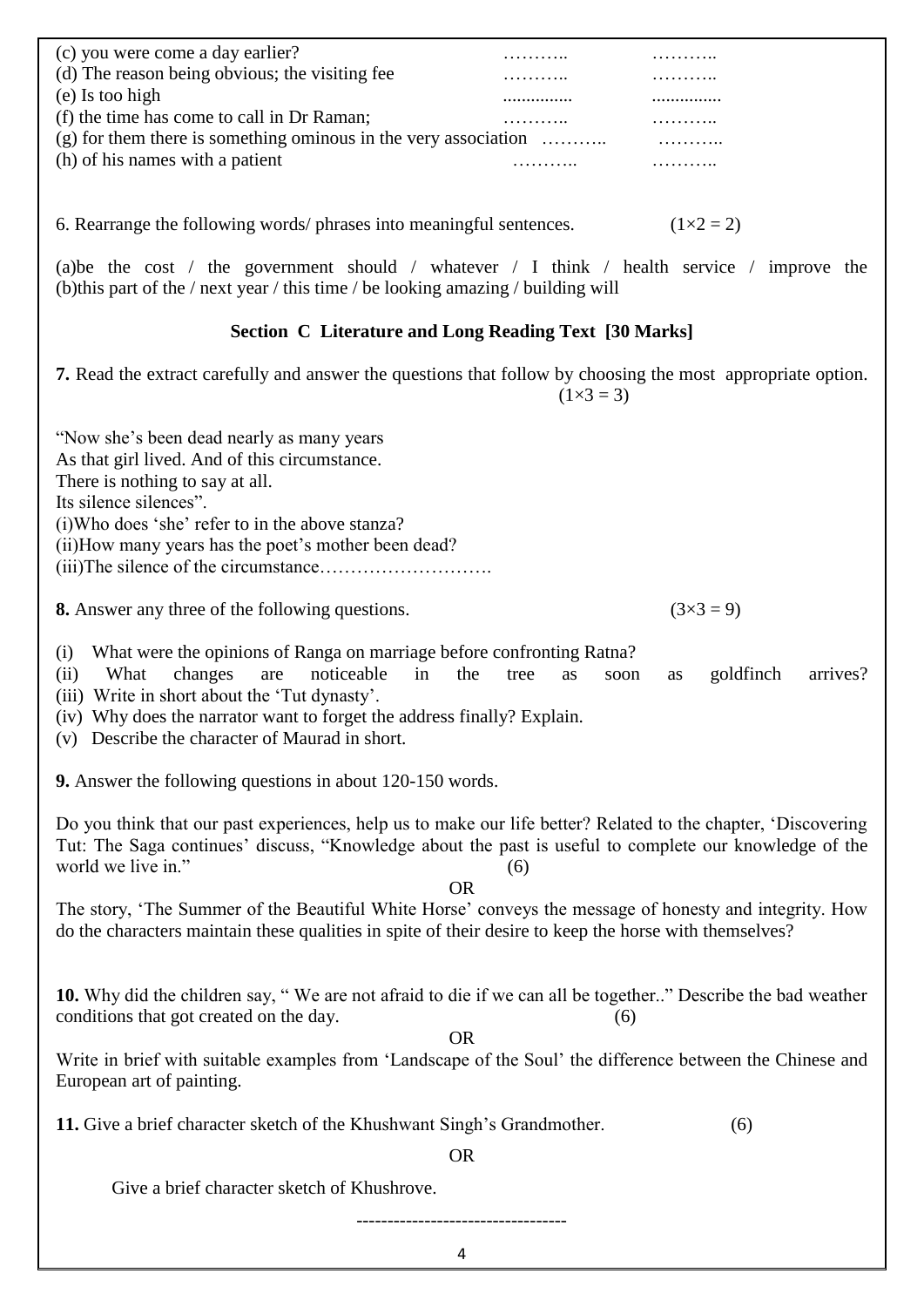(c) you were come a day earlier? ……….. ………..
(d) The reason being obvious; the visiting fee ……….. ………..
(e) Is too high .............. ..............
(f) the time has come to call in Dr Raman; ……….. ………..
(g) for them there is something ominous in the very association ……….. ………..
(h) of his names with a patient ……….. ………..

6. Rearrange the following words/ phrases into meaningful sentences. (1×2 = 2)

(a)be the cost / the government should / whatever / I think / health service / improve the
(b)this part of the / next year / this time / be looking amazing / building will

## Section C Literature and Long Reading Text [30 Marks]

**7.** Read the extract carefully and answer the questions that follow by choosing the most appropriate option. (1×3 = 3)

"Now she's been dead nearly as many years
As that girl lived. And of this circumstance.
There is nothing to say at all.
Its silence silences".

(i)Who does 'she' refer to in the above stanza?
(ii)How many years has the poet's mother been dead?
(iii)The silence of the circumstance……………………….

**8.** Answer any three of the following questions. (3×3 = 9)

(i) What were the opinions of Ranga on marriage before confronting Ratna?
(ii) What changes are noticeable in the tree as soon as goldfinch arrives?
(iii) Write in short about the 'Tut dynasty'.
(iv) Why does the narrator want to forget the address finally? Explain.
(v) Describe the character of Maurad in short.

**9.** Answer the following questions in about 120-150 words.

Do you think that our past experiences, help us to make our life better? Related to the chapter, 'Discovering Tut: The Saga continues' discuss, "Knowledge about the past is useful to complete our knowledge of the world we live in." (6)

OR

The story, 'The Summer of the Beautiful White Horse' conveys the message of honesty and integrity. How do the characters maintain these qualities in spite of their desire to keep the horse with themselves?

**10.** Why did the children say, " We are not afraid to die if we can all be together.." Describe the bad weather conditions that got created on the day. (6)

OR

Write in brief with suitable examples from 'Landscape of the Soul' the difference between the Chinese and European art of painting.

**11.** Give a brief character sketch of the Khushwant Singh's Grandmother. (6)

OR

Give a brief character sketch of Khushrove.

----------------------------------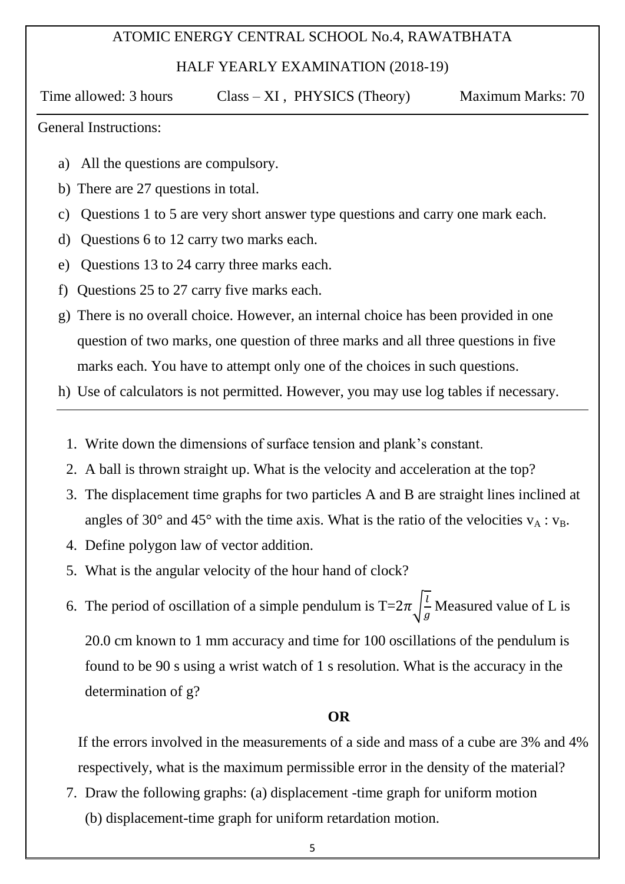ATOMIC ENERGY CENTRAL SCHOOL No.4, RAWATBHATA

HALF YEARLY EXAMINATION (2018-19)

Time allowed: 3 hours　　Class – XI , PHYSICS (Theory)　　Maximum Marks: 70

General Instructions:

a) All the questions are compulsory.
b) There are 27 questions in total.
c) Questions 1 to 5 are very short answer type questions and carry one mark each.
d) Questions 6 to 12 carry two marks each.
e) Questions 13 to 24 carry three marks each.
f) Questions 25 to 27 carry five marks each.
g) There is no overall choice. However, an internal choice has been provided in one question of two marks, one question of three marks and all three questions in five marks each. You have to attempt only one of the choices in such questions.
h) Use of calculators is not permitted. However, you may use log tables if necessary.

1. Write down the dimensions of surface tension and plank's constant.
2. A ball is thrown straight up. What is the velocity and acceleration at the top?
3. The displacement time graphs for two particles A and B are straight lines inclined at angles of 30° and 45° with the time axis. What is the ratio of the velocities $v_A : v_B$.
4. Define polygon law of vector addition.
5. What is the angular velocity of the hour hand of clock?
6. The period of oscillation of a simple pendulum is $T=2\pi\sqrt{\frac{l}{g}}$ Measured value of L is 20.0 cm known to 1 mm accuracy and time for 100 oscillations of the pendulum is found to be 90 s using a wrist watch of 1 s resolution. What is the accuracy in the determination of g?

**OR**

If the errors involved in the measurements of a side and mass of a cube are 3% and 4% respectively, what is the maximum permissible error in the density of the material?

7. Draw the following graphs: (a) displacement -time graph for uniform motion
   (b) displacement-time graph for uniform retardation motion.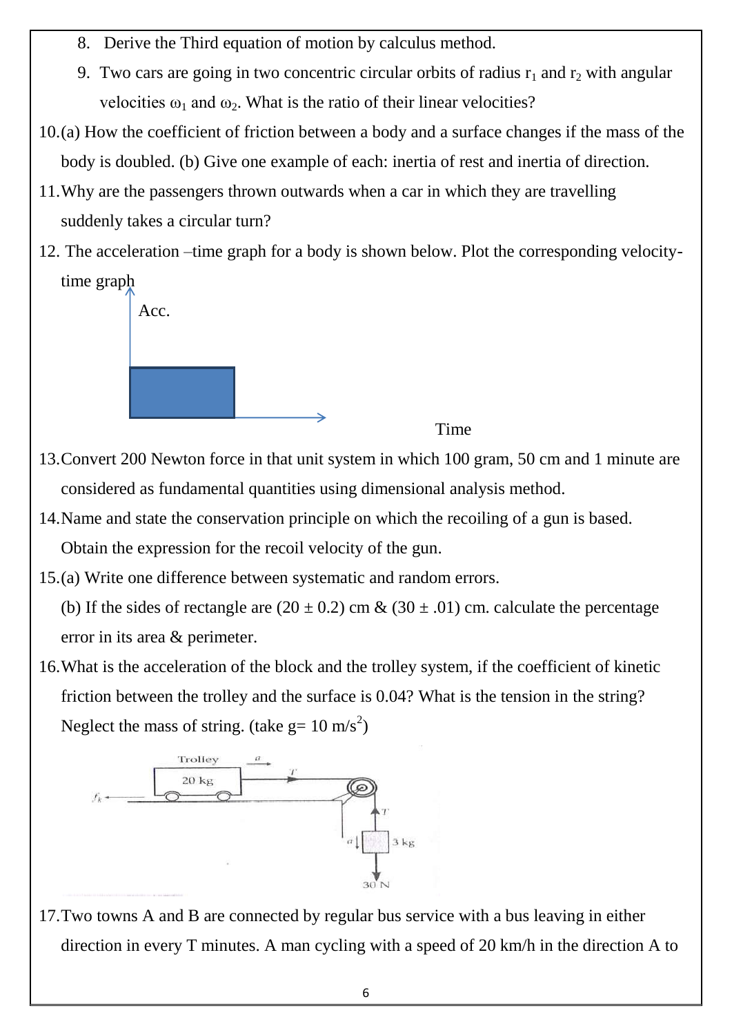8. Derive the Third equation of motion by calculus method.
9. Two cars are going in two concentric circular orbits of radius $r_1$ and $r_2$ with angular velocities $\omega_1$ and $\omega_2$. What is the ratio of their linear velocities?

10. (a) How the coefficient of friction between a body and a surface changes if the mass of the body is doubled. (b) Give one example of each: inertia of rest and inertia of direction.

11. Why are the passengers thrown outwards when a car in which they are travelling suddenly takes a circular turn?

12. The acceleration –time graph for a body is shown below. Plot the corresponding velocity-time graph

Acc.

Time

13. Convert 200 Newton force in that unit system in which 100 gram, 50 cm and 1 minute are considered as fundamental quantities using dimensional analysis method.

14. Name and state the conservation principle on which the recoiling of a gun is based. Obtain the expression for the recoil velocity of the gun.

15. (a) Write one difference between systematic and random errors.

    (b) If the sides of rectangle are (20 ± 0.2) cm & (30 ± .01) cm. calculate the percentage error in its area & perimeter.

16. What is the acceleration of the block and the trolley system, if the coefficient of kinetic friction between the trolley and the surface is 0.04? What is the tension in the string? Neglect the mass of string. (take g= 10 m/s$^2$)

Trolley 20 kg, $a$, $T$, $f_k$, $T$, $a$, 3 kg, 30 N

17. Two towns A and B are connected by regular bus service with a bus leaving in either direction in every T minutes. A man cycling with a speed of 20 km/h in the direction A to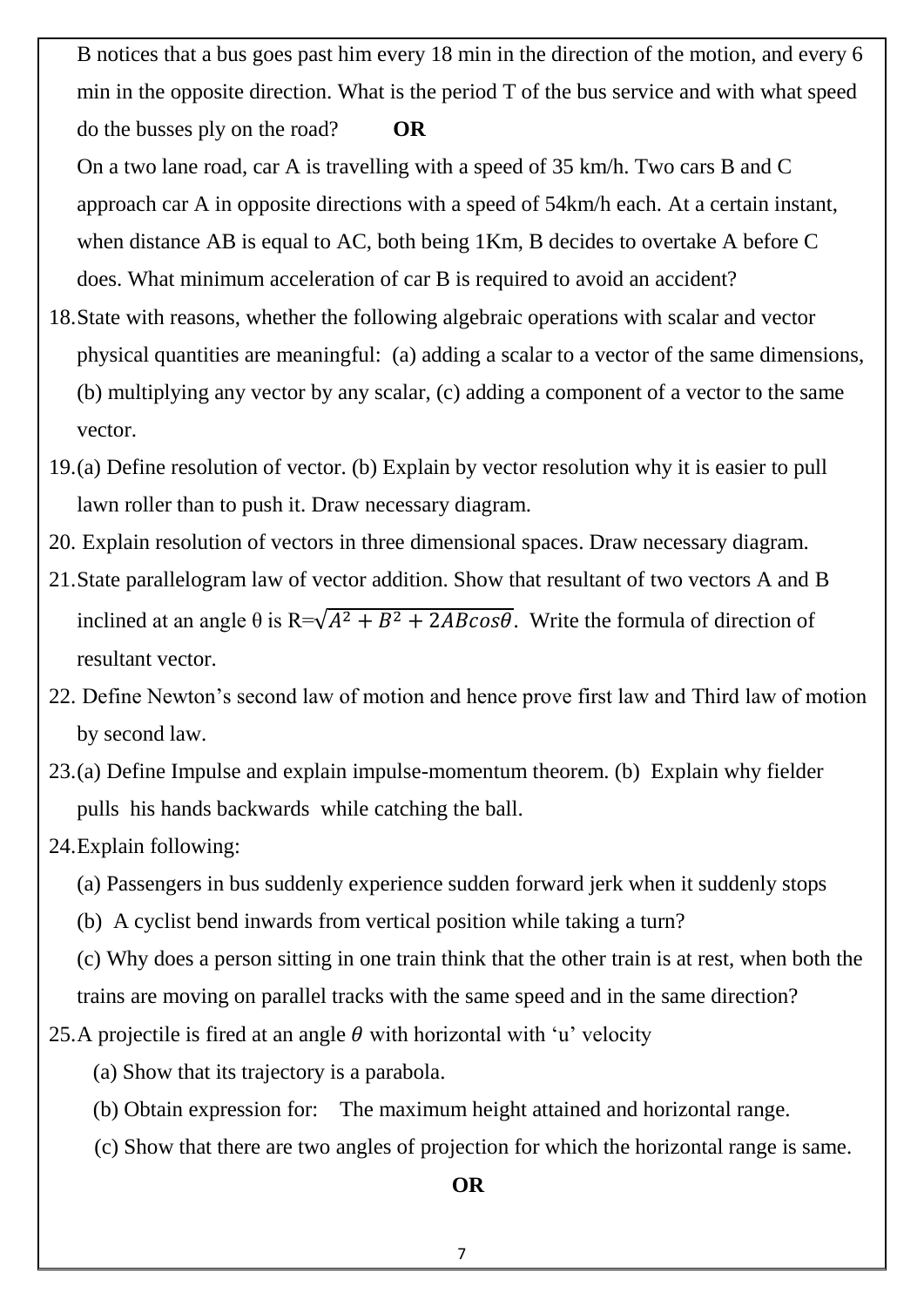B notices that a bus goes past him every 18 min in the direction of the motion, and every 6 min in the opposite direction. What is the period T of the bus service and with what speed do the busses ply on the road? **OR**

On a two lane road, car A is travelling with a speed of 35 km/h. Two cars B and C approach car A in opposite directions with a speed of 54km/h each. At a certain instant, when distance AB is equal to AC, both being 1Km, B decides to overtake A before C does. What minimum acceleration of car B is required to avoid an accident?

18. State with reasons, whether the following algebraic operations with scalar and vector physical quantities are meaningful: (a) adding a scalar to a vector of the same dimensions, (b) multiplying any vector by any scalar, (c) adding a component of a vector to the same vector.
19. (a) Define resolution of vector. (b) Explain by vector resolution why it is easier to pull lawn roller than to push it. Draw necessary diagram.
20. Explain resolution of vectors in three dimensional spaces. Draw necessary diagram.
21. State parallelogram law of vector addition. Show that resultant of two vectors A and B inclined at an angle θ is $R=\sqrt{A^2+B^2+2AB\cos\theta}$. Write the formula of direction of resultant vector.
22. Define Newton's second law of motion and hence prove first law and Third law of motion by second law.
23. (a) Define Impulse and explain impulse-momentum theorem. (b) Explain why fielder pulls his hands backwards while catching the ball.
24. Explain following:

    (a) Passengers in bus suddenly experience sudden forward jerk when it suddenly stops

    (b) A cyclist bend inwards from vertical position while taking a turn?

    (c) Why does a person sitting in one train think that the other train is at rest, when both the trains are moving on parallel tracks with the same speed and in the same direction?
25. A projectile is fired at an angle $\theta$ with horizontal with 'u' velocity

    (a) Show that its trajectory is a parabola.

    (b) Obtain expression for: The maximum height attained and horizontal range.

    (c) Show that there are two angles of projection for which the horizontal range is same.

**OR**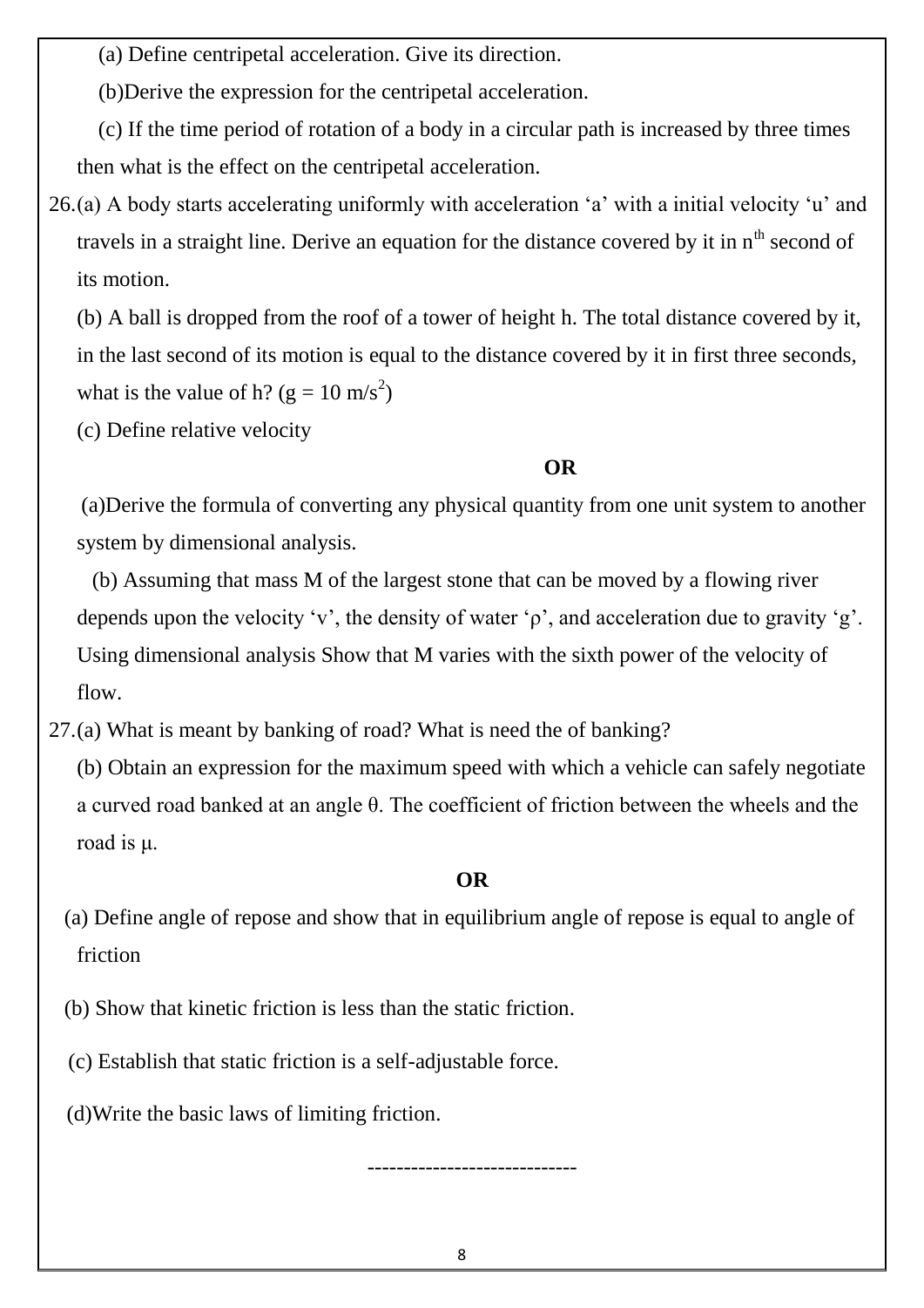(a) Define centripetal acceleration. Give its direction.

(b)Derive the expression for the centripetal acceleration.

(c) If the time period of rotation of a body in a circular path is increased by three times then what is the effect on the centripetal acceleration.

26. (a) A body starts accelerating uniformly with acceleration 'a' with a initial velocity 'u' and travels in a straight line. Derive an equation for the distance covered by it in $n^{th}$ second of its motion.

    (b) A ball is dropped from the roof of a tower of height h. The total distance covered by it, in the last second of its motion is equal to the distance covered by it in first three seconds, what is the value of h? ($g = 10 \text{ m/s}^2$)

    (c) Define relative velocity

**OR**

(a)Derive the formula of converting any physical quantity from one unit system to another system by dimensional analysis.

(b) Assuming that mass M of the largest stone that can be moved by a flowing river depends upon the velocity 'v', the density of water 'ρ', and acceleration due to gravity 'g'. Using dimensional analysis Show that M varies with the sixth power of the velocity of flow.

27. (a) What is meant by banking of road? What is need the of banking?

    (b) Obtain an expression for the maximum speed with which a vehicle can safely negotiate a curved road banked at an angle θ. The coefficient of friction between the wheels and the road is μ.

**OR**

(a) Define angle of repose and show that in equilibrium angle of repose is equal to angle of friction

(b) Show that kinetic friction is less than the static friction.

(c) Establish that static friction is a self-adjustable force.

(d)Write the basic laws of limiting friction.

-----------------------------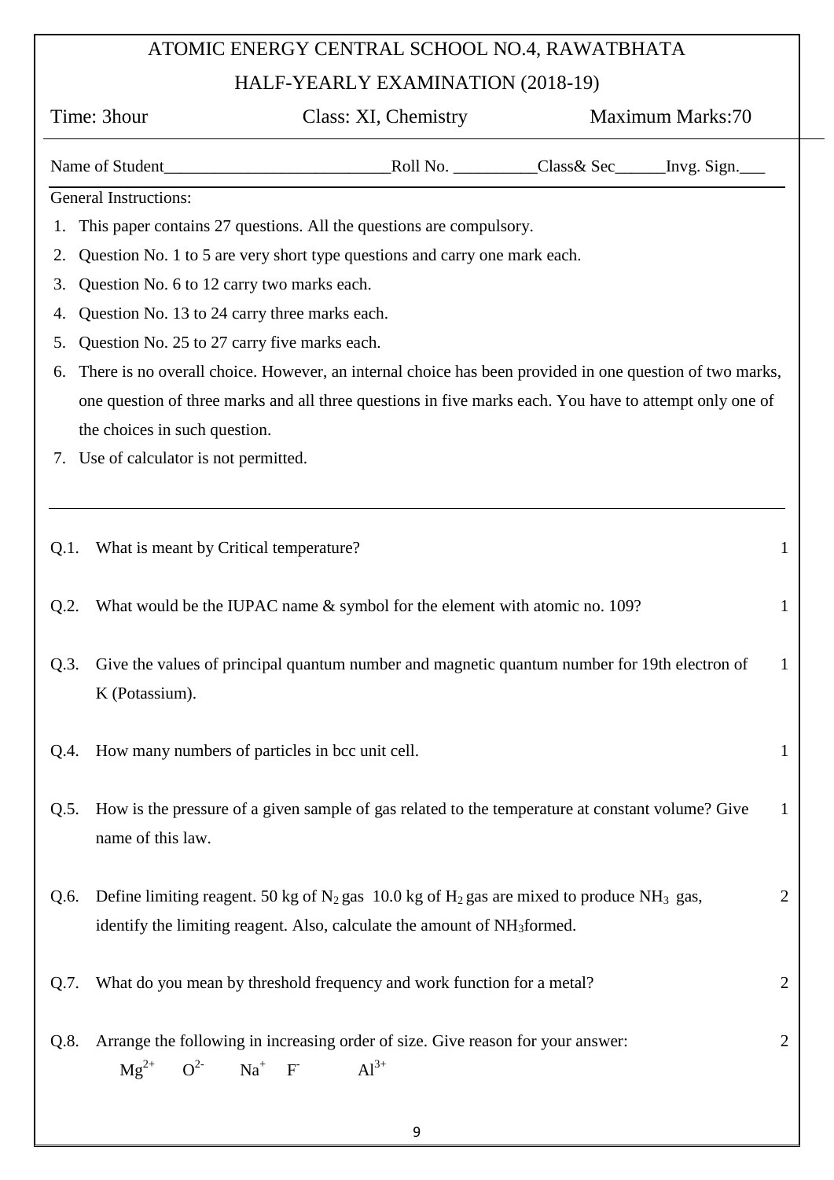# ATOMIC ENERGY CENTRAL SCHOOL NO.4, RAWATBHATA

## HALF-YEARLY EXAMINATION (2018-19)

Time: 3hour    Class: XI, Chemistry    Maximum Marks:70

Name of Student__________________________Roll No. __________Class& Sec______Invg. Sign.___

General Instructions:

1. This paper contains 27 questions. All the questions are compulsory.
2. Question No. 1 to 5 are very short type questions and carry one mark each.
3. Question No. 6 to 12 carry two marks each.
4. Question No. 13 to 24 carry three marks each.
5. Question No. 25 to 27 carry five marks each.
6. There is no overall choice. However, an internal choice has been provided in one question of two marks, one question of three marks and all three questions in five marks each. You have to attempt only one of the choices in such question.
7. Use of calculator is not permitted.

---

Q.1. What is meant by Critical temperature? 1

Q.2. What would be the IUPAC name & symbol for the element with atomic no. 109? 1

Q.3. Give the values of principal quantum number and magnetic quantum number for 19th electron of K (Potassium). 1

Q.4. How many numbers of particles in bcc unit cell. 1

Q.5. How is the pressure of a given sample of gas related to the temperature at constant volume? Give name of this law. 1

Q.6. Define limiting reagent. 50 kg of $N_2$ gas 10.0 kg of $H_2$ gas are mixed to produce $NH_3$ gas, identify the limiting reagent. Also, calculate the amount of $NH_3$formed. 2

Q.7. What do you mean by threshold frequency and work function for a metal? 2

Q.8. Arrange the following in increasing order of size. Give reason for your answer: 2

$Mg^{2+}$ $O^{2-}$ $Na^{+}$ $F^{-}$ $Al^{3+}$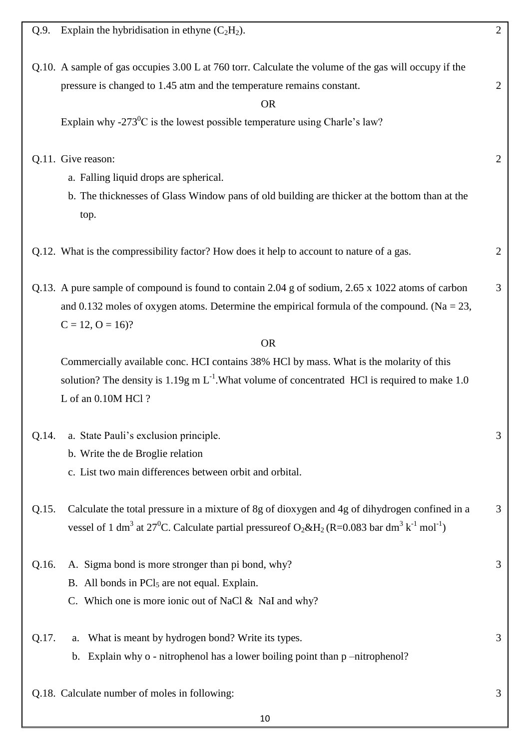Q.9. Explain the hybridisation in ethyne ($C_2H_2$). 2

Q.10. A sample of gas occupies 3.00 L at 760 torr. Calculate the volume of the gas will occupy if the pressure is changed to 1.45 atm and the temperature remains constant. 2

OR

Explain why -273$^0$C is the lowest possible temperature using Charle's law?

Q.11. Give reason: 2

a. Falling liquid drops are spherical.
b. The thicknesses of Glass Window pans of old building are thicker at the bottom than at the top.

Q.12. What is the compressibility factor? How does it help to account to nature of a gas. 2

Q.13. A pure sample of compound is found to contain 2.04 g of sodium, 2.65 x 1022 atoms of carbon and 0.132 moles of oxygen atoms. Determine the empirical formula of the compound. (Na = 23, C = 12, O = 16)? 3

OR

Commercially available conc. HCI contains 38% HCl by mass. What is the molarity of this solution? The density is 1.19g m $L^{-1}$.What volume of concentrated HCl is required to make 1.0 L of an 0.10M HCl ?

Q.14. 3

a. State Pauli's exclusion principle.
b. Write the de Broglie relation
c. List two main differences between orbit and orbital.

Q.15. Calculate the total pressure in a mixture of 8g of dioxygen and 4g of dihydrogen confined in a vessel of 1 $dm^3$ at 27$^0$C. Calculate partial pressureof $O_2$&$H_2$ (R=0.083 bar $dm^3$ $k^{-1}$ $mol^{-1}$) 3

Q.16. 3

A. Sigma bond is more stronger than pi bond, why?
B. All bonds in $PCl_5$ are not equal. Explain.
C. Which one is more ionic out of NaCl & NaI and why?

Q.17. 3

a. What is meant by hydrogen bond? Write its types.
b. Explain why o - nitrophenol has a lower boiling point than p –nitrophenol?

Q.18. Calculate number of moles in following: 3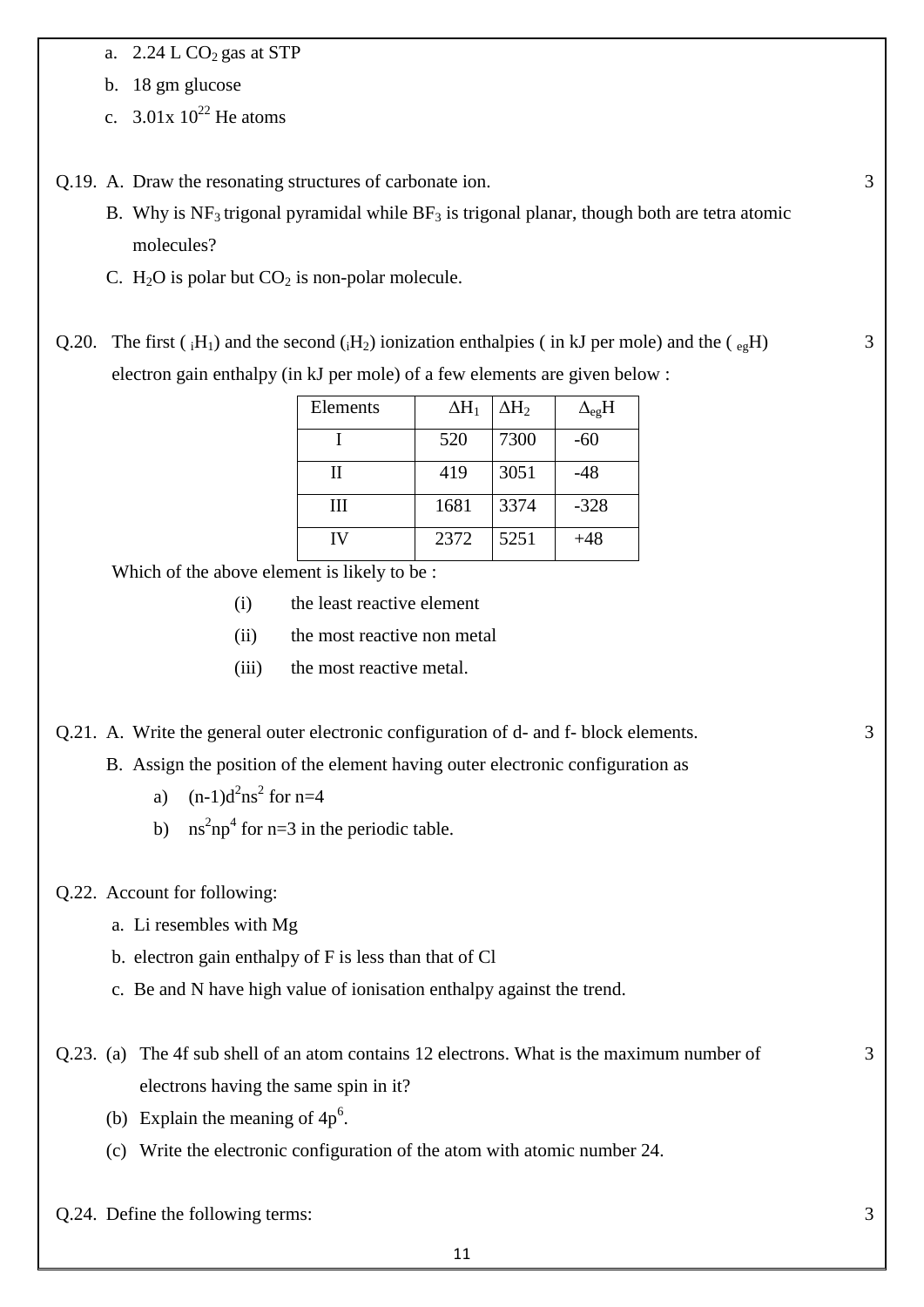a. 2.24 L $CO_2$ gas at STP

b. 18 gm glucose

c. $3.01 \times 10^{22}$ He atoms

Q.19. A. Draw the resonating structures of carbonate ion. 3

B. Why is $NF_3$ trigonal pyramidal while $BF_3$ is trigonal planar, though both are tetra atomic molecules?

C. $H_2O$ is polar but $CO_2$ is non-polar molecule.

Q.20. The first ( ${}_iH_1$) and the second (${}_iH_2$) ionization enthalpies ( in kJ per mole) and the ( ${}_{eg}H$) electron gain enthalpy (in kJ per mole) of a few elements are given below : 3

| Elements | $\Delta H_1$ | $\Delta H_2$ | $\Delta_{eg}H$ |
|---|---|---|---|
| I | 520 | 7300 | -60 |
| II | 419 | 3051 | -48 |
| III | 1681 | 3374 | -328 |
| IV | 2372 | 5251 | +48 |

Which of the above element is likely to be :

(i) the least reactive element

(ii) the most reactive non metal

(iii) the most reactive metal.

Q.21. A. Write the general outer electronic configuration of d- and f- block elements. 3

B. Assign the position of the element having outer electronic configuration as

a) $(n-1)d^2ns^2$ for n=4

b) $ns^2np^4$ for n=3 in the periodic table.

Q.22. Account for following:

a. Li resembles with Mg

b. electron gain enthalpy of F is less than that of Cl

c. Be and N have high value of ionisation enthalpy against the trend.

Q.23. (a) The 4f sub shell of an atom contains 12 electrons. What is the maximum number of electrons having the same spin in it? 3

(b) Explain the meaning of $4p^6$.

(c) Write the electronic configuration of the atom with atomic number 24.

Q.24. Define the following terms: 3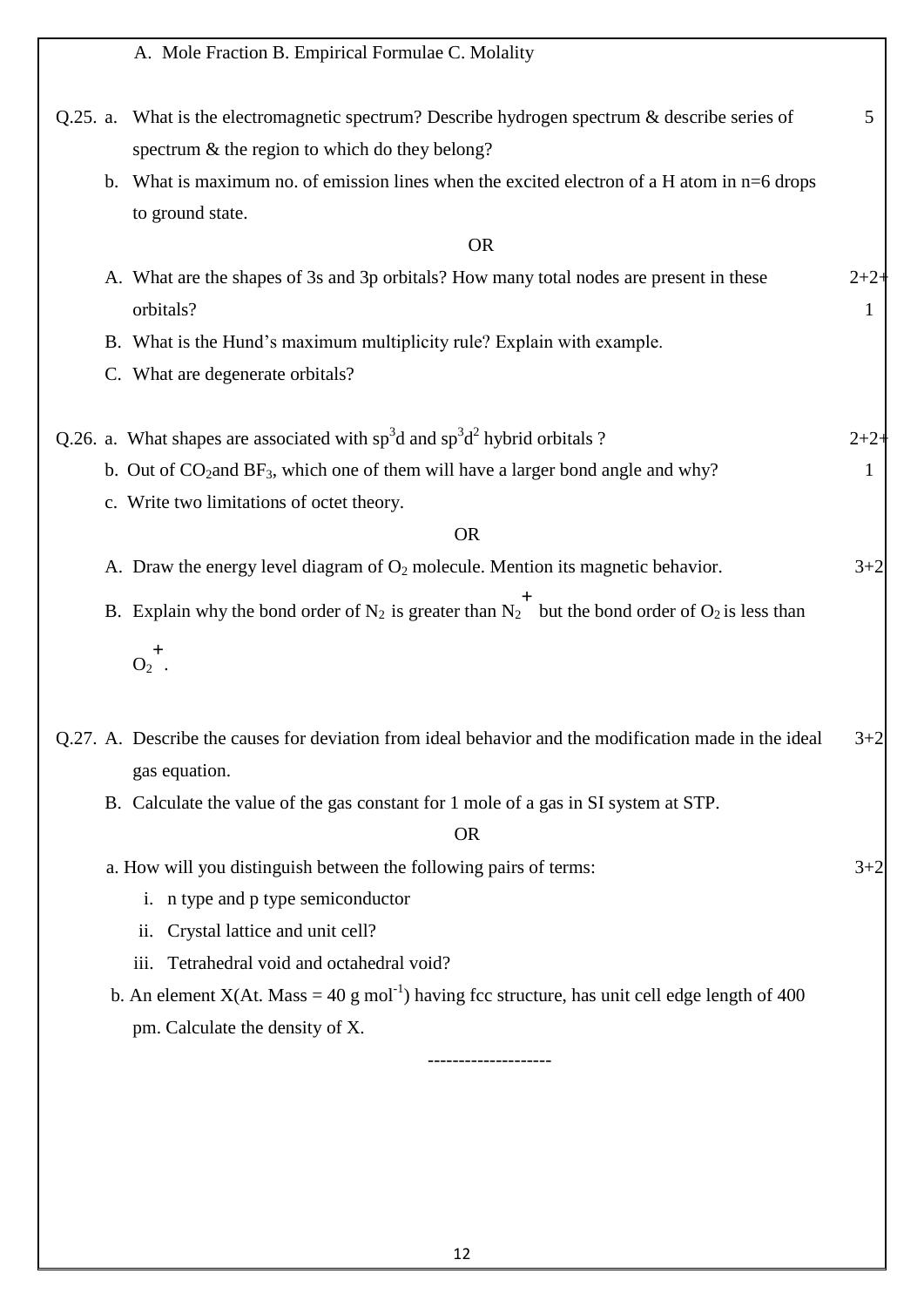A. Mole Fraction B. Empirical Formulae C. Molality

Q.25. a. What is the electromagnetic spectrum? Describe hydrogen spectrum & describe series of spectrum & the region to which do they belong? **5**

b. What is maximum no. of emission lines when the excited electron of a H atom in n=6 drops to ground state.

OR

A. What are the shapes of 3s and 3p orbitals? How many total nodes are present in these orbitals? **2+2+1**

B. What is the Hund's maximum multiplicity rule? Explain with example.

C. What are degenerate orbitals?

Q.26. a. What shapes are associated with $sp^3d$ and $sp^3d^2$ hybrid orbitals ? **2+2+1**

b. Out of $CO_2$ and $BF_3$, which one of them will have a larger bond angle and why?

c. Write two limitations of octet theory.

OR

A. Draw the energy level diagram of $O_2$ molecule. Mention its magnetic behavior. **3+2**

B. Explain why the bond order of $N_2$ is greater than $N_2^+$ but the bond order of $O_2$ is less than $O_2^+$.

Q.27. A. Describe the causes for deviation from ideal behavior and the modification made in the ideal gas equation. **3+2**

B. Calculate the value of the gas constant for 1 mole of a gas in SI system at STP.

OR

a. How will you distinguish between the following pairs of terms: **3+2**

i. n type and p type semiconductor

ii. Crystal lattice and unit cell?

iii. Tetrahedral void and octahedral void?

b. An element X(At. Mass = 40 g $mol^{-1}$) having fcc structure, has unit cell edge length of 400 pm. Calculate the density of X.

--------------------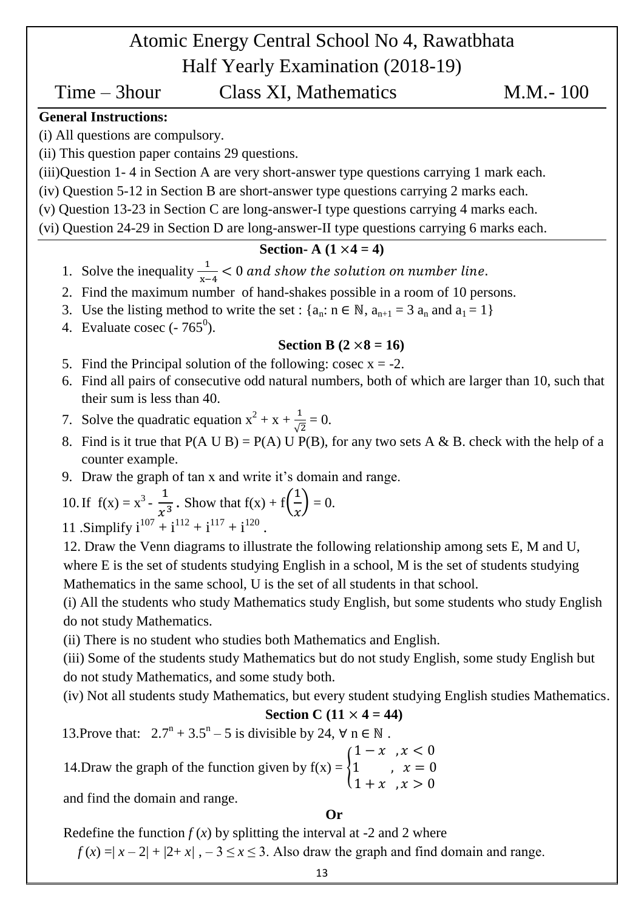# Atomic Energy Central School No 4, Rawatbhata

## Half Yearly Examination (2018-19)

Time – 3hour  Class XI, Mathematics  M.M.- 100

**General Instructions:**

(i) All questions are compulsory.

(ii) This question paper contains 29 questions.

(iii)Question 1- 4 in Section A are very short-answer type questions carrying 1 mark each.

(iv) Question 5-12 in Section B are short-answer type questions carrying 2 marks each.

(v) Question 13-23 in Section C are long-answer-I type questions carrying 4 marks each.

(vi) Question 24-29 in Section D are long-answer-II type questions carrying 6 marks each.

### Section- A ($1 \times 4 = 4$)

1. Solve the inequality $\frac{1}{x-4} < 0$ *and show the solution on number line.*
2. Find the maximum number of hand-shakes possible in a room of 10 persons.
3. Use the listing method to write the set : $\{a_n : n \in \mathbb{N}, a_{n+1} = 3\,a_n \text{ and } a_1 = 1\}$
4. Evaluate cosec $(-765^0)$.

### Section B ($2 \times 8 = 16$)

5. Find the Principal solution of the following: cosec $x = -2$.
6. Find all pairs of consecutive odd natural numbers, both of which are larger than 10, such that their sum is less than 40.
7. Solve the quadratic equation $x^2 + x + \frac{1}{\sqrt{2}} = 0$.
8. Find is it true that P(A U B) = P(A) U P(B), for any two sets A & B. check with the help of a counter example.
9. Draw the graph of tan x and write it's domain and range.
10. If $f(x) = x^3 - \frac{1}{x^3}$. Show that $f(x) + f\left(\frac{1}{x}\right) = 0$.
11. Simplify $i^{107} + i^{112} + i^{117} + i^{120}$.
12. Draw the Venn diagrams to illustrate the following relationship among sets E, M and U, where E is the set of students studying English in a school, M is the set of students studying Mathematics in the same school, U is the set of all students in that school.

(i) All the students who study Mathematics study English, but some students who study English do not study Mathematics.

(ii) There is no student who studies both Mathematics and English.

(iii) Some of the students study Mathematics but do not study English, some study English but do not study Mathematics, and some study both.

(iv) Not all students study Mathematics, but every student studying English studies Mathematics.

### Section C ($11 \times 4 = 44$)

13. Prove that: $2.7^n + 3.5^n - 5$ is divisible by 24, $\forall\, n \in \mathbb{N}$.

14. Draw the graph of the function given by $f(x) = \begin{cases} 1 - x & , x < 0 \\ 1 & , x = 0 \\ 1 + x & , x > 0 \end{cases}$

and find the domain and range.

**Or**

Redefine the function $f(x)$ by splitting the interval at -2 and 2 where

$f(x) = |x - 2| + |2 + x|$ , $-3 \le x \le 3$. Also draw the graph and find domain and range.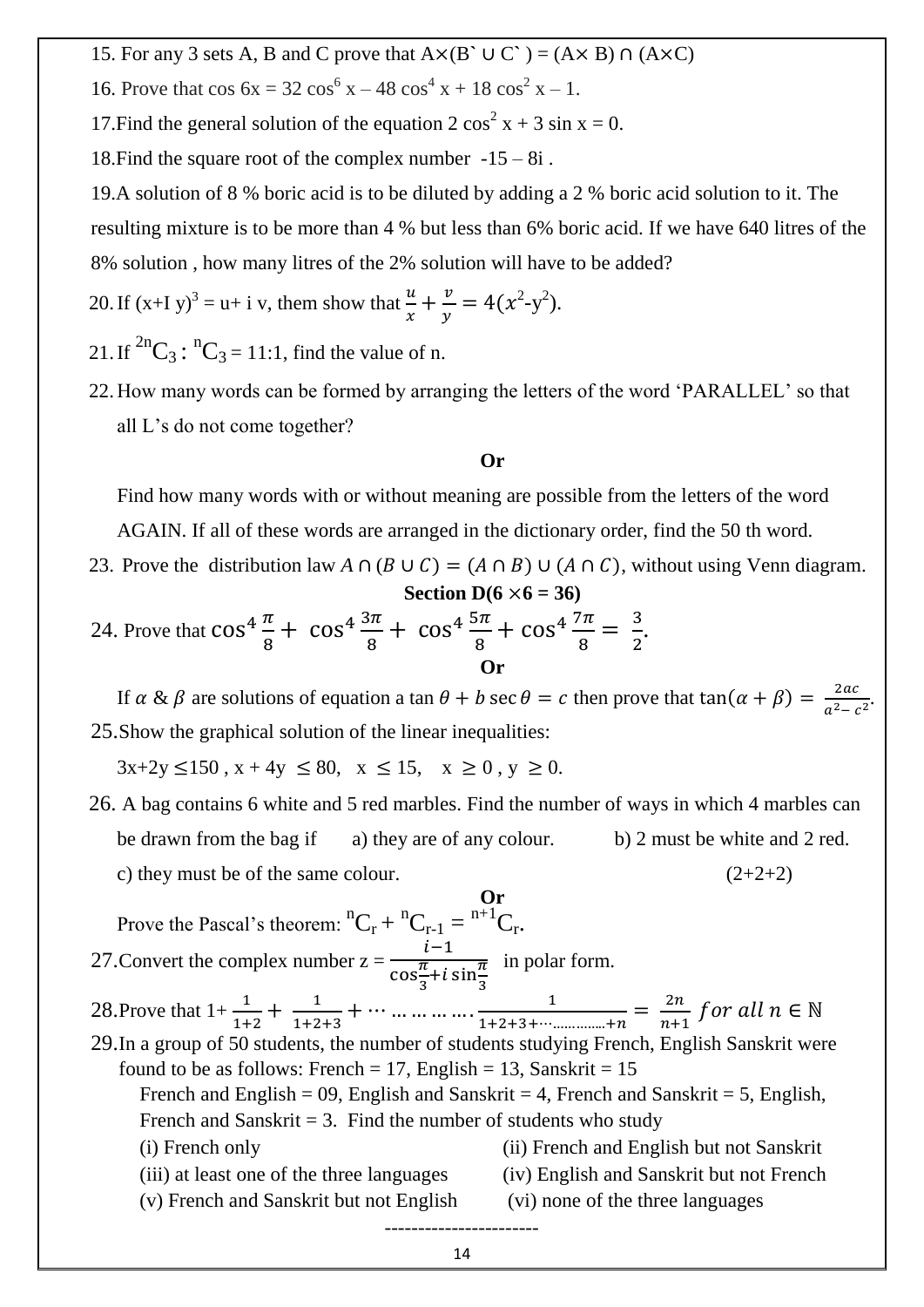15. For any 3 sets A, B and C prove that $A\times(B` \cup C`) = (A\times B) \cap (A\times C)$

16. Prove that $\cos 6x = 32 \cos^6 x – 48 \cos^4 x + 18 \cos^2 x – 1$.

17. Find the general solution of the equation $2 \cos^2 x + 3 \sin x = 0$.

18. Find the square root of the complex number $-15 – 8i$ .

19. A solution of 8 % boric acid is to be diluted by adding a 2 % boric acid solution to it. The resulting mixture is to be more than 4 % but less than 6% boric acid. If we have 640 litres of the 8% solution , how many litres of the 2% solution will have to be added?

20. If $(x+I y)^3 = u+ i v$, them show that $\frac{u}{x}+\frac{v}{y} = 4(x^2-y^2)$.

21. If ${}^{2n}C_3 : {}^{n}C_3 = 11:1$, find the value of n.

22. How many words can be formed by arranging the letters of the word 'PARALLEL' so that all L's do not come together?

**Or**

Find how many words with or without meaning are possible from the letters of the word AGAIN. If all of these words are arranged in the dictionary order, find the 50 th word.

23. Prove the distribution law $A \cap (B \cup C) = (A \cap B) \cup (A \cap C)$, without using Venn diagram.

**Section D(6 ×6 = 36)**

24. Prove that $\cos^4\frac{\pi}{8} + \cos^4\frac{3\pi}{8} + \cos^4\frac{5\pi}{8} + \cos^4\frac{7\pi}{8} = \frac{3}{2}$.

**Or**

If $\alpha$ & $\beta$ are solutions of equation $a \tan\theta + b \sec\theta = c$ then prove that $\tan(\alpha+\beta) = \frac{2ac}{a^2-c^2}$.

25. Show the graphical solution of the linear inequalities:

$3x+2y \le 150$ , $x + 4y \le 80$, $x \le 15$, $x \ge 0$ , $y \ge 0$.

26. A bag contains 6 white and 5 red marbles. Find the number of ways in which 4 marbles can be drawn from the bag if a) they are of any colour. b) 2 must be white and 2 red. c) they must be of the same colour. (2+2+2)

**Or**

Prove the Pascal's theorem: ${}^{n}C_r + {}^{n}C_{r-1} = {}^{n+1}C_r$.

27. Convert the complex number $z = \frac{i-1}{\cos\frac{\pi}{3}+i\sin\frac{\pi}{3}}$ in polar form.

28. Prove that $1+\frac{1}{1+2}+\frac{1}{1+2+3}+\cdots\ldots\ldots\ldots\ldots\frac{1}{1+2+3+\cdots\ldots\ldots\ldots+n} = \frac{2n}{n+1}$ $for\ all\ n \in \mathbb{N}$

29. In a group of 50 students, the number of students studying French, English Sanskrit were found to be as follows: French = 17, English = 13, Sanskrit = 15
French and English = 09, English and Sanskrit = 4, French and Sanskrit = 5, English, French and Sanskrit = 3. Find the number of students who study
(i) French only
(ii) French and English but not Sanskrit
(iii) at least one of the three languages
(iv) English and Sanskrit but not French
(v) French and Sanskrit but not English
(vi) none of the three languages

-----------------------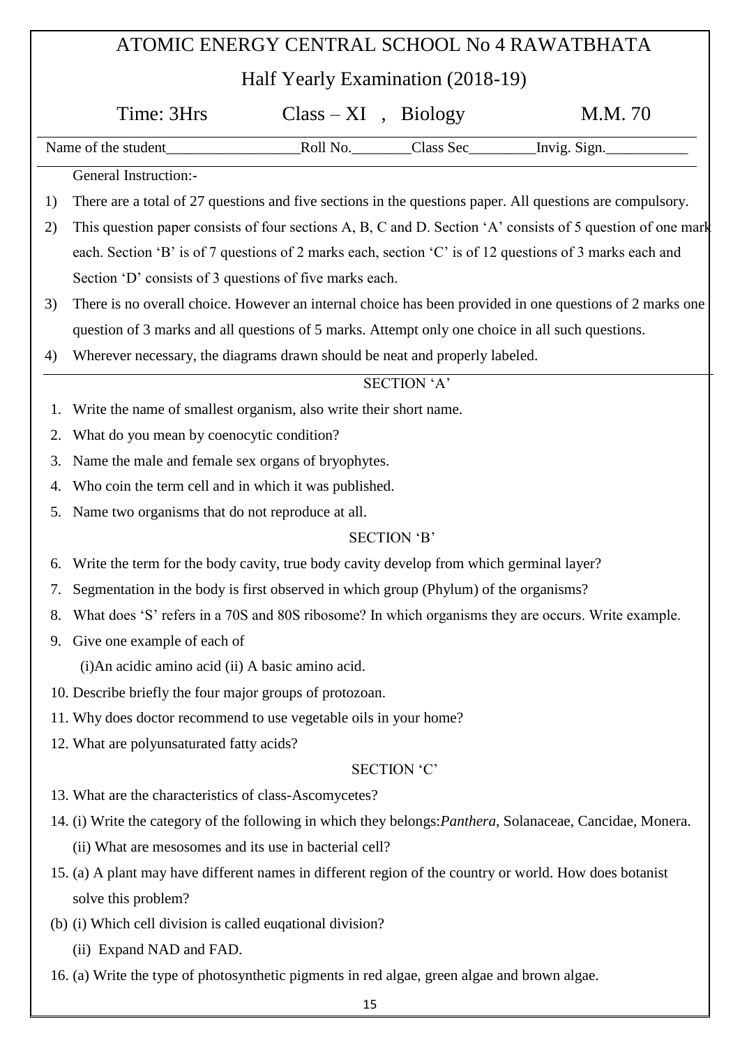# ATOMIC ENERGY CENTRAL SCHOOL No 4 RAWATBHATA

## Half Yearly Examination (2018-19)

Time: 3Hrs Class – XI , Biology M.M. 70

Name of the student__________________Roll No.________Class Sec_________Invig. Sign.___________

General Instruction:-

1) There are a total of 27 questions and five sections in the questions paper. All questions are compulsory.
2) This question paper consists of four sections A, B, C and D. Section 'A' consists of 5 question of one mark each. Section 'B' is of 7 questions of 2 marks each, section 'C' is of 12 questions of 3 marks each and Section 'D' consists of 3 questions of five marks each.
3) There is no overall choice. However an internal choice has been provided in one questions of 2 marks one question of 3 marks and all questions of 5 marks. Attempt only one choice in all such questions.
4) Wherever necessary, the diagrams drawn should be neat and properly labeled.

### SECTION 'A'

1. Write the name of smallest organism, also write their short name.
2. What do you mean by coenocytic condition?
3. Name the male and female sex organs of bryophytes.
4. Who coin the term cell and in which it was published.
5. Name two organisms that do not reproduce at all.

### SECTION 'B'

6. Write the term for the body cavity, true body cavity develop from which germinal layer?
7. Segmentation in the body is first observed in which group (Phylum) of the organisms?
8. What does 'S' refers in a 70S and 80S ribosome? In which organisms they are occurs. Write example.
9. Give one example of each of

   (i)An acidic amino acid (ii) A basic amino acid.
10. Describe briefly the four major groups of protozoan.
11. Why does doctor recommend to use vegetable oils in your home?
12. What are polyunsaturated fatty acids?

### SECTION 'C'

13. What are the characteristics of class-Ascomycetes?
14. (i) Write the category of the following in which they belongs:*Panthera*, Solanaceae, Cancidae, Monera.

    (ii) What are mesosomes and its use in bacterial cell?
15. (a) A plant may have different names in different region of the country or world. How does botanist solve this problem?

    (b) (i) Which cell division is called euqational division?

    (ii) Expand NAD and FAD.
16. (a) Write the type of photosynthetic pigments in red algae, green algae and brown algae.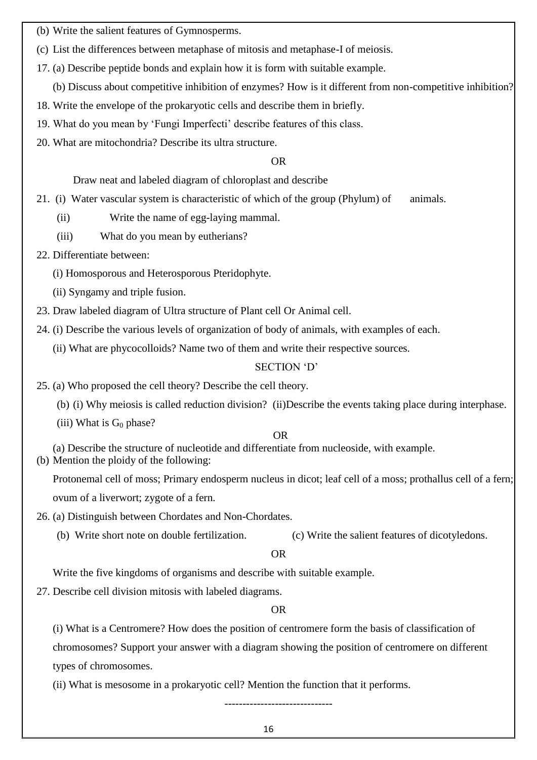(b) Write the salient features of Gymnosperms.

(c) List the differences between metaphase of mitosis and metaphase-I of meiosis.

17. (a) Describe peptide bonds and explain how it is form with suitable example.

    (b) Discuss about competitive inhibition of enzymes? How is it different from non-competitive inhibition?

18. Write the envelope of the prokaryotic cells and describe them in briefly.

19. What do you mean by 'Fungi Imperfecti' describe features of this class.

20. What are mitochondria? Describe its ultra structure.

OR

Draw neat and labeled diagram of chloroplast and describe

21. (i) Water vascular system is characteristic of which of the group (Phylum) of animals.

    (ii) Write the name of egg-laying mammal.

    (iii) What do you mean by eutherians?

22. Differentiate between:

    (i) Homosporous and Heterosporous Pteridophyte.

    (ii) Syngamy and triple fusion.

23. Draw labeled diagram of Ultra structure of Plant cell Or Animal cell.

24. (i) Describe the various levels of organization of body of animals, with examples of each.

    (ii) What are phycocolloids? Name two of them and write their respective sources.

## SECTION 'D'

25. (a) Who proposed the cell theory? Describe the cell theory.

    (b) (i) Why meiosis is called reduction division? (ii)Describe the events taking place during interphase.

    (iii) What is $G_0$ phase?

OR

(a) Describe the structure of nucleotide and differentiate from nucleoside, with example.

(b) Mention the ploidy of the following:

Protonemal cell of moss; Primary endosperm nucleus in dicot; leaf cell of a moss; prothallus cell of a fern; ovum of a liverwort; zygote of a fern.

26. (a) Distinguish between Chordates and Non-Chordates.

    (b) Write short note on double fertilization.

    (c) Write the salient features of dicotyledons.

OR

Write the five kingdoms of organisms and describe with suitable example.

27. Describe cell division mitosis with labeled diagrams.

OR

(i) What is a Centromere? How does the position of centromere form the basis of classification of chromosomes? Support your answer with a diagram showing the position of centromere on different types of chromosomes.

(ii) What is mesosome in a prokaryotic cell? Mention the function that it performs.

------------------------------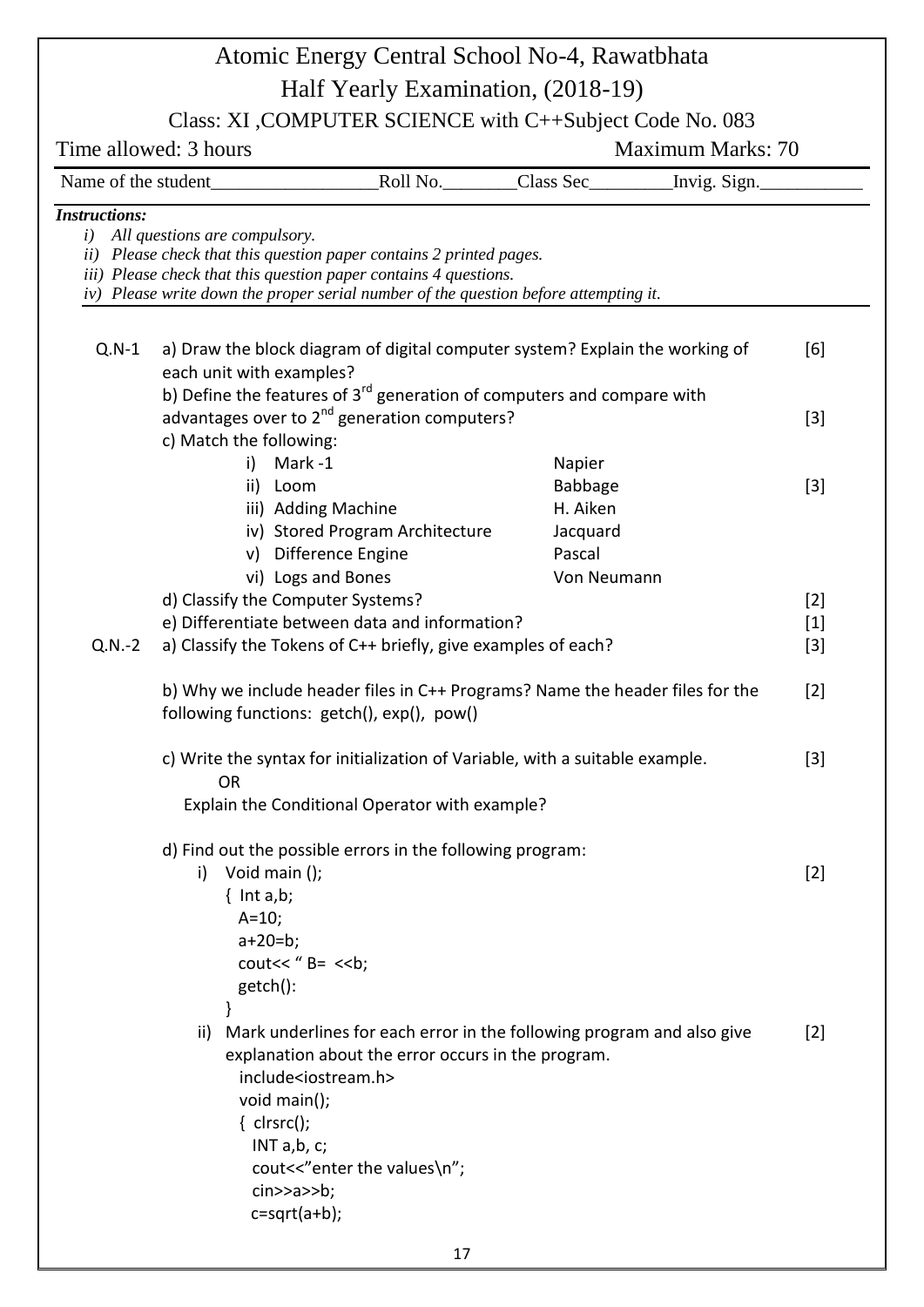# Atomic Energy Central School No-4, Rawatbhata

## Half Yearly Examination, (2018-19)

### Class: XI ,COMPUTER SCIENCE with C++Subject Code No. 083

Time allowed: 3 hours  Maximum Marks: 70

Name of the student__________________Roll No.________Class Sec_________Invig. Sign.___________

***Instructions:***

*i) All questions are compulsory.*
*ii) Please check that this question paper contains 2 printed pages.*
*iii) Please check that this question paper contains 4 questions.*
*iv) Please write down the proper serial number of the question before attempting it.*

**Q.N-1**

a) Draw the block diagram of digital computer system? Explain the working of each unit with examples? [6]

b) Define the features of 3rd generation of computers and compare with advantages over to 2nd generation computers? [3]

c) Match the following: [3]

| | |
|---|---|
| i) Mark -1 | Napier |
| ii) Loom | Babbage |
| iii) Adding Machine | H. Aiken |
| iv) Stored Program Architecture | Jacquard |
| v) Difference Engine | Pascal |
| vi) Logs and Bones | Von Neumann |

d) Classify the Computer Systems? [2]

e) Differentiate between data and information? [1]

**Q.N.-2**

a) Classify the Tokens of C++ briefly, give examples of each? [3]

b) Why we include header files in C++ Programs? Name the header files for the following functions: getch(), exp(), pow() [2]

c) Write the syntax for initialization of Variable, with a suitable example. [3]

OR

Explain the Conditional Operator with example?

d) Find out the possible errors in the following program:

i) [2]

```
Void main ();
{ Int a,b;
  A=10;
  a+20=b;
  cout<< " B=  <<b;
  getch():
}
```

ii) Mark underlines for each error in the following program and also give explanation about the error occurs in the program. [2]

```
include<iostream.h>
void main();
{ clrsrc();
  INT a,b, c;
  cout<<"enter the values\n";
  cin>>a>>b;
  c=sqrt(a+b);
```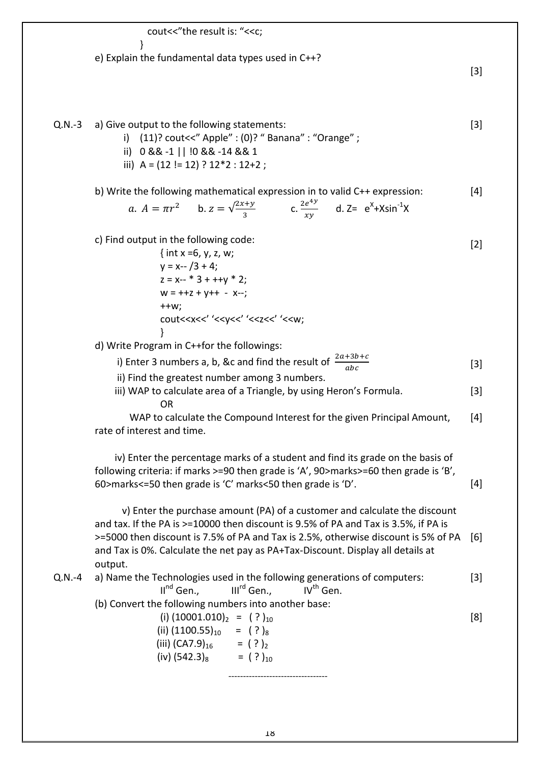```
cout<<"the result is: "<<c;
}
```

e) Explain the fundamental data types used in C++? [3]

**Q.N.-3** a) Give output to the following statements: [3]

i) (11)? cout<<" Apple" : (0)? " Banana" : "Orange" ;

ii) 0 && -1 || !0 && -14 && 1

iii) A = (12 != 12) ? 12*2 : 12+2 ;

b) Write the following mathematical expression in to valid C++ expression: [4]

a. $A = \pi r^2$  b. $z = \sqrt{\frac{2x+y}{3}}$  c. $\frac{2e^{4y}}{xy}$  d. Z= $e^X$+X$\sin^{-1}$X

c) Find output in the following code: [2]

```
{ int x =6, y, z, w;
y = x-- /3 + 4;
z = x-- * 3 + ++y * 2;
w = ++z + y++ - x--;
++w;
cout<<x<<' '<<y<<' '<<z<<' '<<w;
}
```

d) Write Program in C++for the followings:

i) Enter 3 numbers a, b, &c and find the result of $\frac{2a+3b+c}{abc}$ [3]

ii) Find the greatest number among 3 numbers.

iii) WAP to calculate area of a Triangle, by using Heron's Formula. [3]

OR

WAP to calculate the Compound Interest for the given Principal Amount, rate of interest and time. [4]

iv) Enter the percentage marks of a student and find its grade on the basis of following criteria: if marks >=90 then grade is 'A', 90>marks>=60 then grade is 'B', 60>marks<=50 then grade is 'C' marks<50 then grade is 'D'. [4]

v) Enter the purchase amount (PA) of a customer and calculate the discount and tax. If the PA is >=10000 then discount is 9.5% of PA and Tax is 3.5%, if PA is >=5000 then discount is 7.5% of PA and Tax is 2.5%, otherwise discount is 5% of PA and Tax is 0%. Calculate the net pay as PA+Tax-Discount. Display all details at output. [6]

**Q.N.-4** a) Name the Technologies used in the following generations of computers: [3]

II[nd] Gen., III[rd] Gen., IV[th] Gen.

(b) Convert the following numbers into another base: [8]

(i) $(10001.010)_2 = (\ ?\ )_{10}$

(ii) $(1100.55)_{10} = (\ ?\ )_8$

(iii) $(CA7.9)_{16} = (\ ?\ )_2$

(iv) $(542.3)_8 = (\ ?\ )_{10}$

----------------------------------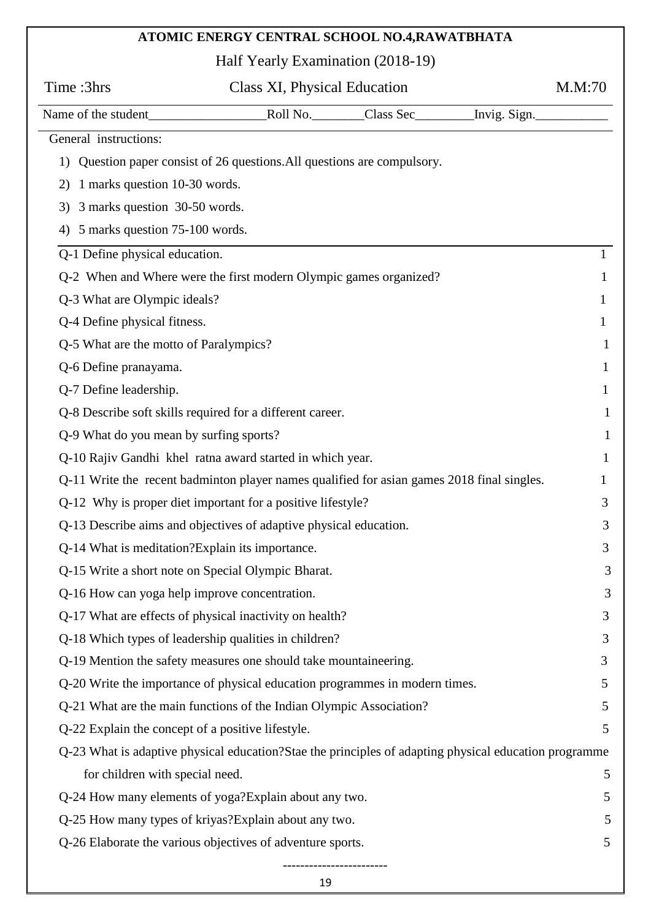# ATOMIC ENERGY CENTRAL SCHOOL NO.4,RAWATBHATA

## Half Yearly Examination (2018-19)

Time :3hrs | Class XI, Physical Education | M.M:70

Name of the student__________________Roll No.________Class Sec_________Invig. Sign.___________

General instructions:

1) Question paper consist of 26 questions.All questions are compulsory.
2) 1 marks question 10-30 words.
3) 3 marks question 30-50 words.
4) 5 marks question 75-100 words.

| Question | Marks |
|---|---|
| Q-1 Define physical education. | 1 |
| Q-2 When and Where were the first modern Olympic games organized? | 1 |
| Q-3 What are Olympic ideals? | 1 |
| Q-4 Define physical fitness. | 1 |
| Q-5 What are the motto of Paralympics? | 1 |
| Q-6 Define pranayama. | 1 |
| Q-7 Define leadership. | 1 |
| Q-8 Describe soft skills required for a different career. | 1 |
| Q-9 What do you mean by surfing sports? | 1 |
| Q-10 Rajiv Gandhi khel ratna award started in which year. | 1 |
| Q-11 Write the recent badminton player names qualified for asian games 2018 final singles. | 1 |
| Q-12 Why is proper diet important for a positive lifestyle? | 3 |
| Q-13 Describe aims and objectives of adaptive physical education. | 3 |
| Q-14 What is meditation?Explain its importance. | 3 |
| Q-15 Write a short note on Special Olympic Bharat. | 3 |
| Q-16 How can yoga help improve concentration. | 3 |
| Q-17 What are effects of physical inactivity on health? | 3 |
| Q-18 Which types of leadership qualities in children? | 3 |
| Q-19 Mention the safety measures one should take mountaineering. | 3 |
| Q-20 Write the importance of physical education programmes in modern times. | 5 |
| Q-21 What are the main functions of the Indian Olympic Association? | 5 |
| Q-22 Explain the concept of a positive lifestyle. | 5 |
| Q-23 What is adaptive physical education?Stae the principles of adapting physical education programme for children with special need. | 5 |
| Q-24 How many elements of yoga?Explain about any two. | 5 |
| Q-25 How many types of kriyas?Explain about any two. | 5 |
| Q-26 Elaborate the various objectives of adventure sports. | 5 |

-----------------------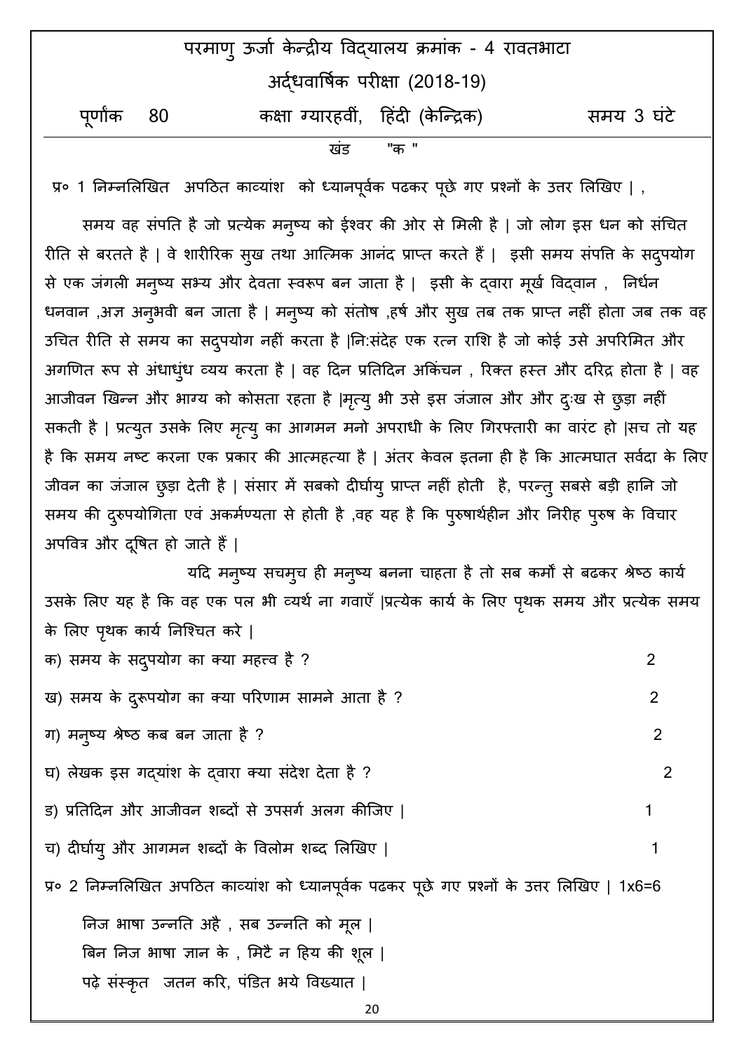# परमाणु ऊर्जा केन्द्रीय विद्यालय क्रमांक - 4 रावतभाटा

## अर्द्धवार्षिक परीक्षा (2018-19)

पूर्णांक 80 — कक्षा ग्यारहवीं, हिंदी (केन्द्रिक) — समय 3 घंटे

### खंड "क "

प्र० 1 निम्नलिखित अपठित काव्यांश को ध्यानपूर्वक पढकर पूछे गए प्रश्नों के उत्तर लिखिए | ,

समय वह संपति है जो प्रत्येक मनुष्य को ईश्वर की ओर से मिली है | जो लोग इस धन को संचित रीति से बरतते है | वे शारीरिक सुख तथा आत्मिक आनंद प्राप्त करते हैं | इसी समय संपत्ति के सदुपयोग से एक जंगली मनुष्य सभ्य और देवता स्वरूप बन जाता है | इसी के द्वारा मूर्ख विद्वान , निर्धन धनवान ,अज्ञ अनुभवी बन जाता है | मनुष्य को संतोष ,हर्ष और सुख तब तक प्राप्त नहीं होता जब तक वह उचित रीति से समय का सदुपयोग नहीं करता है |नि:संदेह एक रत्न राशि है जो कोई उसे अपरिमित और अगणित रूप से अंधाधुंध व्यय करता है | वह दिन प्रतिदिन अकिंचन , रिक्त हस्त और दरिद्र होता है | वह आजीवन खिन्न और भाग्य को कोसता रहता है |मृत्यु भी उसे इस जंजाल और और दुःख से छुड़ा नहीं सकती है | प्रत्युत उसके लिए मृत्यु का आगमन मनो अपराधी के लिए गिरफ्तारी का वारंट हो |सच तो यह है कि समय नष्ट करना एक प्रकार की आत्महत्या है | अंतर केवल इतना ही है कि आत्मघात सर्वदा के लिए जीवन का जंजाल छुड़ा देती है | संसार में सबको दीर्घायु प्राप्त नहीं होती है, परन्तु सबसे बड़ी हानि जो समय की दुरुपयोगिता एवं अकर्मण्यता से होती है ,वह यह है कि पुरुषार्थहीन और निरीह पुरुष के विचार अपवित्र और दूषित हो जाते हैं |

यदि मनुष्य सचमुच ही मनुष्य बनना चाहता है तो सब कर्मों से बढकर श्रेष्ठ कार्य उसके लिए यह है कि वह एक पल भी व्यर्थ ना गवाएँ |प्रत्येक कार्य के लिए पृथक समय और प्रत्येक समय के लिए पृथक कार्य निश्चित करे |

क) समय के सदुपयोग का क्या महत्त्व है ? 2

ख) समय के दुरूपयोग का क्या परिणाम सामने आता है ? 2

ग) मनुष्य श्रेष्ठ कब बन जाता है ? 2

घ) लेखक इस गद्यांश के द्वारा क्या संदेश देता है ? 2

ङ) प्रतिदिन और आजीवन शब्दों से उपसर्ग अलग कीजिए | 1

च) दीर्घायु और आगमन शब्दों के विलोम शब्द लिखिए | 1

प्र० 2 निम्नलिखित अपठित काव्यांश को ध्यानपूर्वक पढकर पूछे गए प्रश्नों के उत्तर लिखिए | 1x6=6

निज भाषा उन्नति अहै , सब उन्नति को मूल |
बिन निज भाषा ज्ञान के , मिटै न हिय की शूल |
पढ़े संस्कृत जतन करि, पंडित भये विख्यात |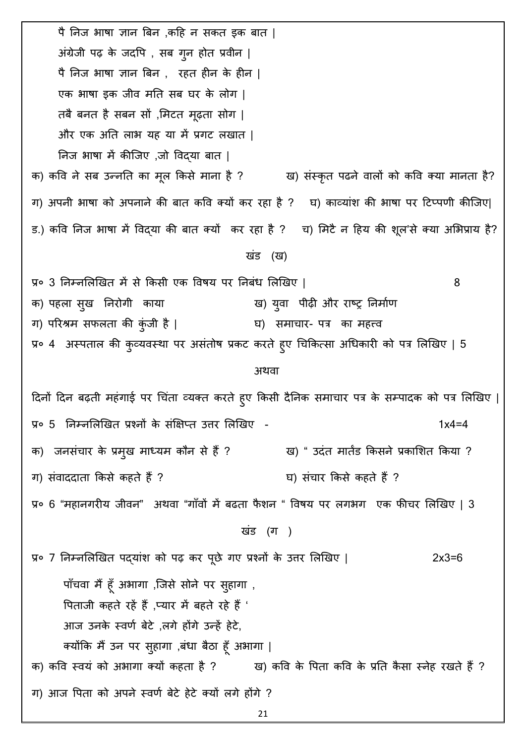पै निज भाषा ज्ञान बिन ,कहि न सकत इक बात |
अंग्रेजी पढ़ के जदपि , सब गुन होत प्रवीन |
पै निज भाषा ज्ञान बिन , रहत हीन के हीन |
एक भाषा इक जीव मति सब घर के लोग |
तबै बनत है सबन सों ,मिटत मूढ़ता सोग |
और एक अति लाभ यह या में प्रगट लखात |
निज भाषा में कीजिए ,जो विद्या बात |

क) कवि ने सब उन्नति का मूल किसे माना है ? ख) संस्कृत पढने वालों को कवि क्या मानता है?

ग) अपनी भाषा को अपनाने की बात कवि क्यों कर रहा है ? घ) काव्यांश की भाषा पर टिप्पणी कीजिए|

ड.) कवि निज भाषा में विद्या की बात क्यों कर रहा है ? च) मिटै न हिय की शूल'से क्या अभिप्राय है?

## खंड (ख)

प्र० 3 निम्नलिखित में से किसी एक विषय पर निबंध लिखिए | 8

क) पहला सुख निरोगी काया ख) युवा पीढ़ी और राष्ट्र निर्माण
ग) परिश्रम सफलता की कुंजी है | घ) समाचार- पत्र का महत्व

प्र० 4 अस्पताल की कुव्यवस्था पर असंतोष प्रकट करते हुए चिकित्सा अधिकारी को पत्र लिखिए | 5

अथवा

दिनों दिन बढ़ती महंगाई पर चिंता व्यक्त करते हुए किसी दैनिक समाचार पत्र के सम्पादक को पत्र लिखिए |

प्र० 5 निम्नलिखित प्रश्नों के संक्षिप्त उत्तर लिखिए - 1x4=4

क) जनसंचार के प्रमुख माध्यम कौन से हैं ? ख) " उदंत मार्तंड किसने प्रकाशित किया ?

ग) संवाददाता किसे कहते हैं ? घ) संचार किसे कहते हैं ?

प्र० 6 "महानगरीय जीवन" अथवा "गाँवों में बढता फैशन " विषय पर लगभग एक फीचर लिखिए | 3

## खंड (ग )

प्र० 7 निम्नलिखित पद्यांश को पढ़ कर पूछे गए प्रश्नों के उत्तर लिखिए | 2x3=6

पाँचवा मैं हूँ अभागा ,जिसे सोने पर सुहागा ,
पिताजी कहते रहें हैं ,प्यार में बहते रहे हैं '
आज उनके स्वर्ण बेटे ,लगे होंगे उन्हें हेटे,
क्योंकि मैं उन पर सुहागा ,बंधा बैठा हूँ अभागा |

क) कवि स्वयं को अभागा क्यों कहता है ? ख) कवि के पिता कवि के प्रति कैसा स्नेह रखते हैं ?

ग) आज पिता को अपने स्वर्ण बेटे हेटे क्यों लगे होंगे ?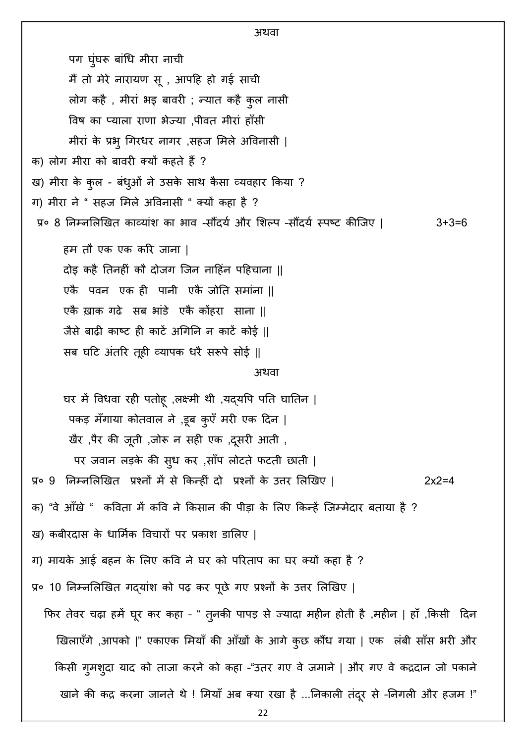अथवा

पग घुंघरू बांधि मीरा नाची

मैं तो मेरे नारायण सू , आपहि हो गई साची

लोग कहै , मीरां भइ बावरी ; न्यात कहै कुल नासी

विष का प्याला राणा भेज्या ,पीवत मीरां हाँसी

मीरां के प्रभु गिरधर नागर ,सहज मिले अविनासी |

क) लोग मीरा को बावरी क्यों कहते हैं ?

ख) मीरा के कुल - बंधुओं ने उसके साथ कैसा व्यवहार किया ?

ग) मीरा ने " सहज मिले अविनासी " क्यों कहा है ?

प्र० 8 निम्नलिखित काव्यांश का भाव -सौंदर्य और शिल्प -सौंदर्य स्पष्ट कीजिए | 3+3=6

हम तौ एक एक करि जाना |

दोइ कहै तिनहीं कौ दोजग जिन नाहिंन पहिचाना ||

एकै पवन एक ही पानी एकै जोति समांना ||

एकै ख़ाक गढे सब भांडे एकै कोंहरा साना ||

जैसे बाढ़ी काष्ट ही काटें अगिनि न काटें कोई ||

सब घटि अंतरि तूही व्यापक धरै सरूपे सोई ||

अथवा

घर में विधवा रही पतोहू ,लक्ष्मी थी ,यद्यपि पति घातिन |

पकड़ मँगाया कोतवाल ने ,डूब कुएँ मरी एक दिन |

खैर ,पैर की जूती ,जोरू न सही एक ,दूसरी आती ,

पर जवान लड़के की सुध कर ,साँप लोटते फटती छाती |

प्र० 9 निम्नलिखित प्रश्नों में से किन्हीं दो प्रश्नों के उत्तर लिखिए | 2x2=4

क) "वे आँखे " कविता में कवि ने किसान की पीड़ा के लिए किन्हें जिम्मेदार बताया है ?

ख) कबीरदास के धार्मिक विचारों पर प्रकाश डालिए |

ग) मायके आई बहन के लिए कवि ने घर को परिताप का घर क्यों कहा है ?

प्र० 10 निम्नलिखित गद्यांश को पढ़ कर पूछे गए प्रश्नों के उत्तर लिखिए |

फिर तेवर चढ़ा हमें घूर कर कहा - " तुनकी पापड़ से ज्यादा महीन होती है ,महीन | हाँ ,किसी दिन खिलाएँगे ,आपको |" एकाएक मियाँ की आँखों के आगे कुछ कौंध गया | एक लंबी साँस भरी और किसी गुमशुदा याद को ताजा करने को कहा -"उतर गए वे जमाने | और गए वे कद्रदान जो पकाने खाने की कद्र करना जानते थे ! मियाँ अब क्या रखा है ...निकाली तंदूर से -निगली और हजम !"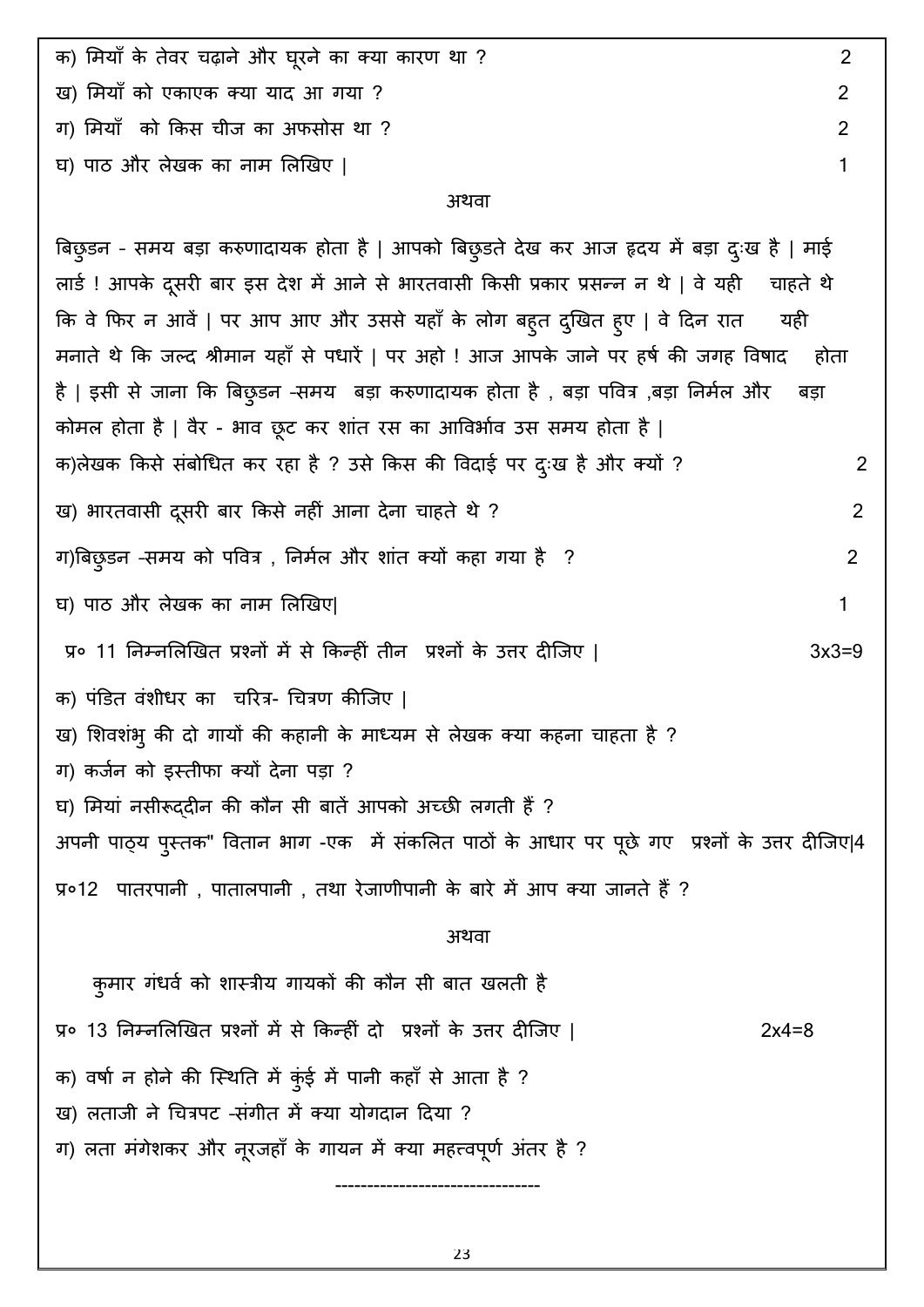क) मियाँ के तेवर चढ़ाने और घूरने का क्या कारण था ? 2

ख) मियाँ को एकाएक क्या याद आ गया ? 2

ग) मियाँ को किस चीज का अफसोस था ? 2

घ) पाठ और लेखक का नाम लिखिए | 1

अथवा

बिछुडन - समय बड़ा करुणादायक होता है | आपको बिछुडते देख कर आज हृदय में बड़ा दुःख है | माई लार्ड ! आपके दूसरी बार इस देश में आने से भारतवासी किसी प्रकार प्रसन्न न थे | वे यही चाहते थे कि वे फिर न आवें | पर आप आए और उससे यहाँ के लोग बहुत दुखित हुए | वे दिन रात यही मनाते थे कि जल्द श्रीमान यहाँ से पधारें | पर अहो ! आज आपके जाने पर हर्ष की जगह विषाद होता है | इसी से जाना कि बिछुडन -समय बड़ा करुणादायक होता है , बड़ा पवित्र ,बड़ा निर्मल और बड़ा कोमल होता है | वैर - भाव छूट कर शांत रस का आविर्भाव उस समय होता है |

क)लेखक किसे संबोधित कर रहा है ? उसे किस की विदाई पर दुःख है और क्यों ? 2

ख) भारतवासी दूसरी बार किसे नहीं आना देना चाहते थे ? 2

ग)बिछुडन -समय को पवित्र , निर्मल और शांत क्यों कहा गया है ? 2

घ) पाठ और लेखक का नाम लिखिए| 1

प्र० 11 निम्नलिखित प्रश्नों में से किन्हीं तीन प्रश्नों के उत्तर दीजिए | 3x3=9

क) पंडित वंशीधर का चरित्र- चित्रण कीजिए |

ख) शिवशंभु की दो गायों की कहानी के माध्यम से लेखक क्या कहना चाहता है ?

ग) कर्जन को इस्तीफा क्यों देना पड़ा ?

घ) मियां नसीरूद्दीन की कौन सी बातें आपको अच्छी लगती हैं ?

अपनी पाठ्य पुस्तक" वितान भाग -एक में संकलित पाठों के आधार पर पूछे गए प्रश्नों के उत्तर दीजिए|4

प्र०12 पातरपानी , पातालपानी , तथा रेजाणीपानी के बारे में आप क्या जानते हैं ?

अथवा

कुमार गंधर्व को शास्त्रीय गायकों की कौन सी बात खलती है

प्र० 13 निम्नलिखित प्रश्नों में से किन्हीं दो प्रश्नों के उत्तर दीजिए | 2x4=8

क) वर्षा न होने की स्थिति में कुंई में पानी कहाँ से आता है ?

ख) लताजी ने चित्रपट -संगीत में क्या योगदान दिया ?

ग) लता मंगेशकर और नूरजहाँ के गायन में क्या महत्वपूर्ण अंतर है ?

--------------------------------